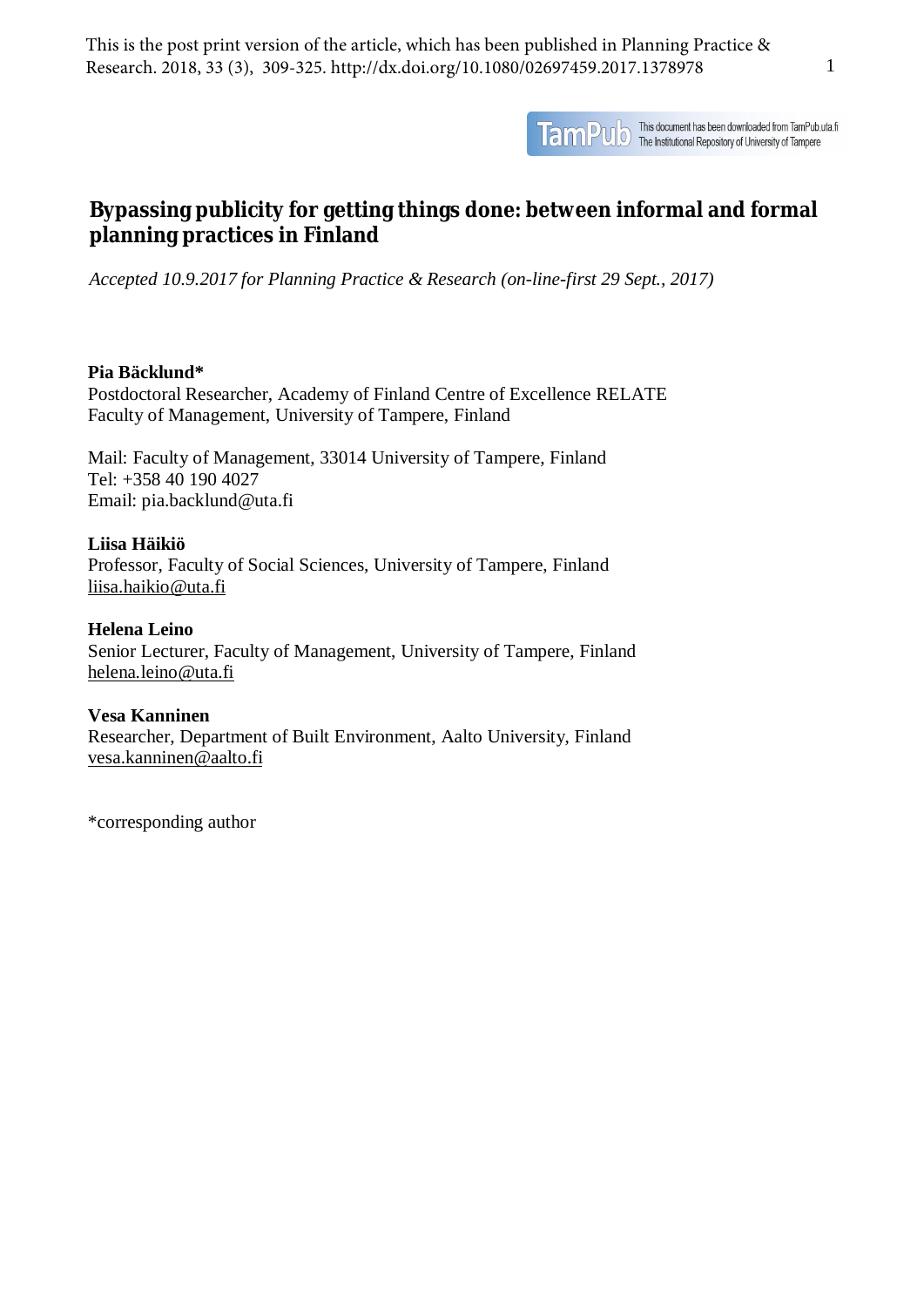This is the post print version of the article, which has been published in Planning Practice & Research. 2018, 33 (3), 309-325. http://dx.doi.org/10.1080/02697459.2017.1378978

TamPub This document has been downloaded from TamPub.uta.fi The Institutional Repository of University of Tampere

# Bypassing publicity for getting things done: between informal and formal planning practices in Finland

*Accepted 10.9.2017 for Planning Practice & Research (on-line-first 29 Sept., 2017)*

**Pia Bäcklund***
Postdoctoral Researcher, Academy of Finland Centre of Excellence RELATE
Faculty of Management, University of Tampere, Finland

Mail: Faculty of Management, 33014 University of Tampere, Finland
Tel: +358 40 190 4027
Email: pia.backlund@uta.fi

**Liisa Häikiö**
Professor, Faculty of Social Sciences, University of Tampere, Finland
liisa.haikio@uta.fi

**Helena Leino**
Senior Lecturer, Faculty of Management, University of Tampere, Finland
helena.leino@uta.fi

**Vesa Kanninen**
Researcher, Department of Built Environment, Aalto University, Finland
vesa.kanninen@aalto.fi

*corresponding author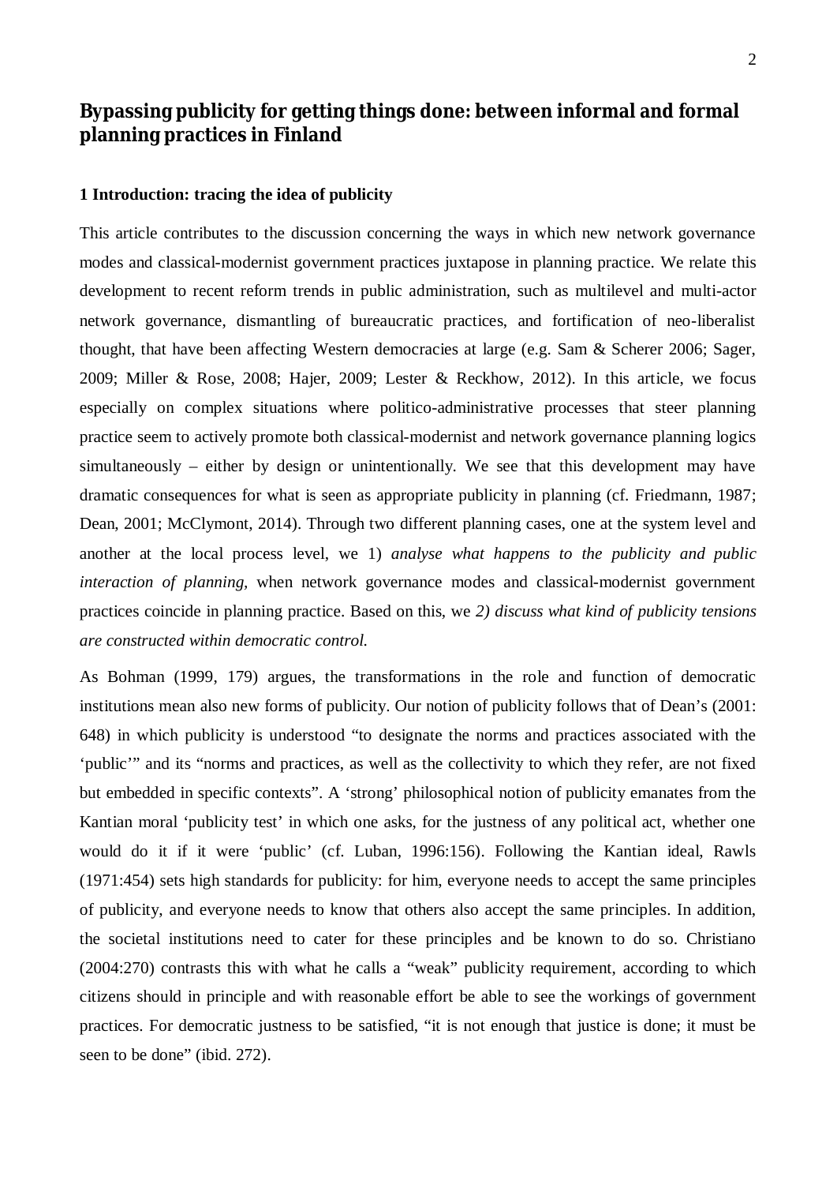# Bypassing publicity for getting things done: between informal and formal planning practices in Finland

## 1 Introduction: tracing the idea of publicity

This article contributes to the discussion concerning the ways in which new network governance modes and classical-modernist government practices juxtapose in planning practice. We relate this development to recent reform trends in public administration, such as multilevel and multi-actor network governance, dismantling of bureaucratic practices, and fortification of neo-liberalist thought, that have been affecting Western democracies at large (e.g. Sam & Scherer 2006; Sager, 2009; Miller & Rose, 2008; Hajer, 2009; Lester & Reckhow, 2012). In this article, we focus especially on complex situations where politico-administrative processes that steer planning practice seem to actively promote both classical-modernist and network governance planning logics simultaneously – either by design or unintentionally. We see that this development may have dramatic consequences for what is seen as appropriate publicity in planning (cf. Friedmann, 1987; Dean, 2001; McClymont, 2014). Through two different planning cases, one at the system level and another at the local process level, we 1) *analyse what happens to the publicity and public interaction of planning,* when network governance modes and classical-modernist government practices coincide in planning practice. Based on this, we *2) discuss what kind of publicity tensions are constructed within democratic control.*

As Bohman (1999, 179) argues, the transformations in the role and function of democratic institutions mean also new forms of publicity. Our notion of publicity follows that of Dean's (2001: 648) in which publicity is understood "to designate the norms and practices associated with the 'public'" and its "norms and practices, as well as the collectivity to which they refer, are not fixed but embedded in specific contexts". A 'strong' philosophical notion of publicity emanates from the Kantian moral 'publicity test' in which one asks, for the justness of any political act, whether one would do it if it were 'public' (cf. Luban, 1996:156). Following the Kantian ideal, Rawls (1971:454) sets high standards for publicity: for him, everyone needs to accept the same principles of publicity, and everyone needs to know that others also accept the same principles. In addition, the societal institutions need to cater for these principles and be known to do so. Christiano (2004:270) contrasts this with what he calls a "weak" publicity requirement, according to which citizens should in principle and with reasonable effort be able to see the workings of government practices. For democratic justness to be satisfied, "it is not enough that justice is done; it must be seen to be done" (ibid. 272).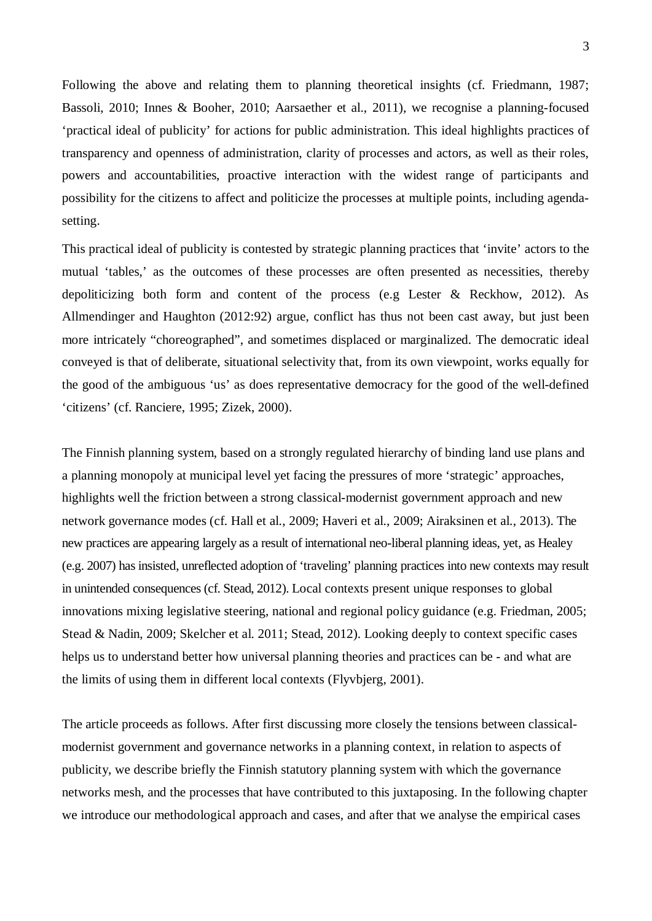Following the above and relating them to planning theoretical insights (cf. Friedmann, 1987; Bassoli, 2010; Innes & Booher, 2010; Aarsaether et al., 2011), we recognise a planning-focused 'practical ideal of publicity' for actions for public administration. This ideal highlights practices of transparency and openness of administration, clarity of processes and actors, as well as their roles, powers and accountabilities, proactive interaction with the widest range of participants and possibility for the citizens to affect and politicize the processes at multiple points, including agenda-setting.

This practical ideal of publicity is contested by strategic planning practices that 'invite' actors to the mutual 'tables,' as the outcomes of these processes are often presented as necessities, thereby depoliticizing both form and content of the process (e.g Lester & Reckhow, 2012). As Allmendinger and Haughton (2012:92) argue, conflict has thus not been cast away, but just been more intricately "choreographed", and sometimes displaced or marginalized. The democratic ideal conveyed is that of deliberate, situational selectivity that, from its own viewpoint, works equally for the good of the ambiguous 'us' as does representative democracy for the good of the well-defined 'citizens' (cf. Ranciere, 1995; Zizek, 2000).

The Finnish planning system, based on a strongly regulated hierarchy of binding land use plans and a planning monopoly at municipal level yet facing the pressures of more 'strategic' approaches, highlights well the friction between a strong classical-modernist government approach and new network governance modes (cf. Hall et al., 2009; Haveri et al., 2009; Airaksinen et al., 2013). The new practices are appearing largely as a result of international neo-liberal planning ideas, yet, as Healey (e.g. 2007) has insisted, unreflected adoption of 'traveling' planning practices into new contexts may result in unintended consequences (cf. Stead, 2012). Local contexts present unique responses to global innovations mixing legislative steering, national and regional policy guidance (e.g. Friedman, 2005; Stead & Nadin, 2009; Skelcher et al. 2011; Stead, 2012). Looking deeply to context specific cases helps us to understand better how universal planning theories and practices can be - and what are the limits of using them in different local contexts (Flyvbjerg, 2001).

The article proceeds as follows. After first discussing more closely the tensions between classical-modernist government and governance networks in a planning context, in relation to aspects of publicity, we describe briefly the Finnish statutory planning system with which the governance networks mesh, and the processes that have contributed to this juxtaposing. In the following chapter we introduce our methodological approach and cases, and after that we analyse the empirical cases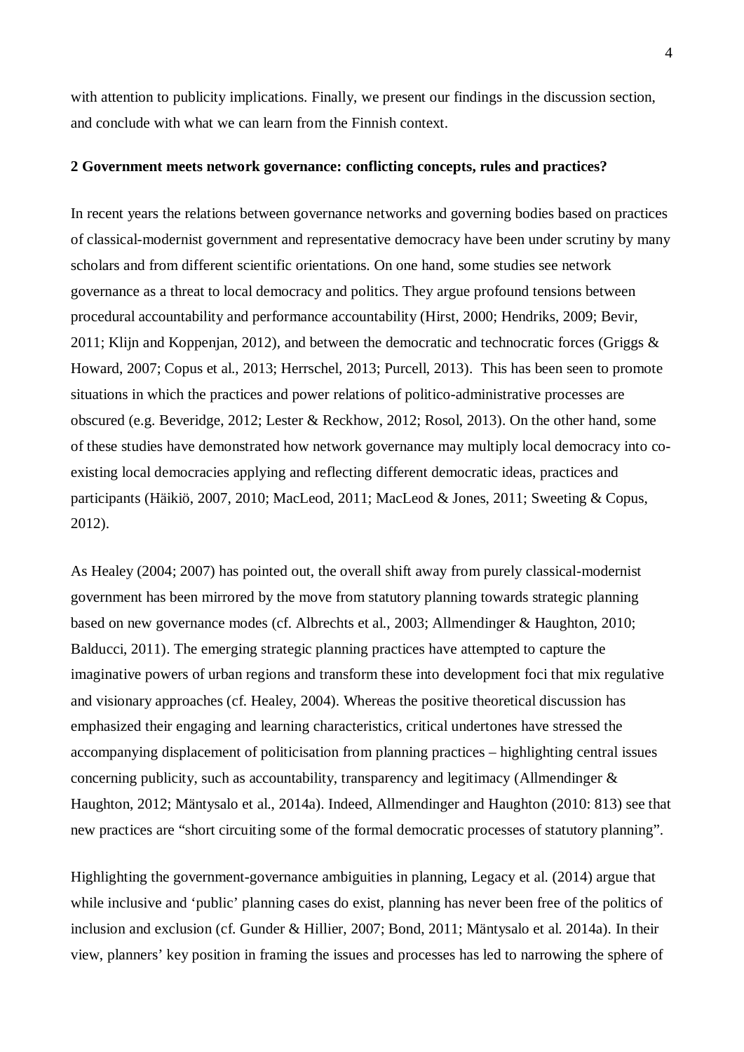with attention to publicity implications. Finally, we present our findings in the discussion section, and conclude with what we can learn from the Finnish context.

## 2 Government meets network governance: conflicting concepts, rules and practices?

In recent years the relations between governance networks and governing bodies based on practices of classical-modernist government and representative democracy have been under scrutiny by many scholars and from different scientific orientations. On one hand, some studies see network governance as a threat to local democracy and politics. They argue profound tensions between procedural accountability and performance accountability (Hirst, 2000; Hendriks, 2009; Bevir, 2011; Klijn and Koppenjan, 2012), and between the democratic and technocratic forces (Griggs & Howard, 2007; Copus et al., 2013; Herrschel, 2013; Purcell, 2013). This has been seen to promote situations in which the practices and power relations of politico-administrative processes are obscured (e.g. Beveridge, 2012; Lester & Reckhow, 2012; Rosol, 2013). On the other hand, some of these studies have demonstrated how network governance may multiply local democracy into co-existing local democracies applying and reflecting different democratic ideas, practices and participants (Häikiö, 2007, 2010; MacLeod, 2011; MacLeod & Jones, 2011; Sweeting & Copus, 2012).

As Healey (2004; 2007) has pointed out, the overall shift away from purely classical-modernist government has been mirrored by the move from statutory planning towards strategic planning based on new governance modes (cf. Albrechts et al., 2003; Allmendinger & Haughton, 2010; Balducci, 2011). The emerging strategic planning practices have attempted to capture the imaginative powers of urban regions and transform these into development foci that mix regulative and visionary approaches (cf. Healey, 2004). Whereas the positive theoretical discussion has emphasized their engaging and learning characteristics, critical undertones have stressed the accompanying displacement of politicisation from planning practices – highlighting central issues concerning publicity, such as accountability, transparency and legitimacy (Allmendinger & Haughton, 2012; Mäntysalo et al., 2014a). Indeed, Allmendinger and Haughton (2010: 813) see that new practices are "short circuiting some of the formal democratic processes of statutory planning".

Highlighting the government-governance ambiguities in planning, Legacy et al. (2014) argue that while inclusive and 'public' planning cases do exist, planning has never been free of the politics of inclusion and exclusion (cf. Gunder & Hillier, 2007; Bond, 2011; Mäntysalo et al. 2014a). In their view, planners' key position in framing the issues and processes has led to narrowing the sphere of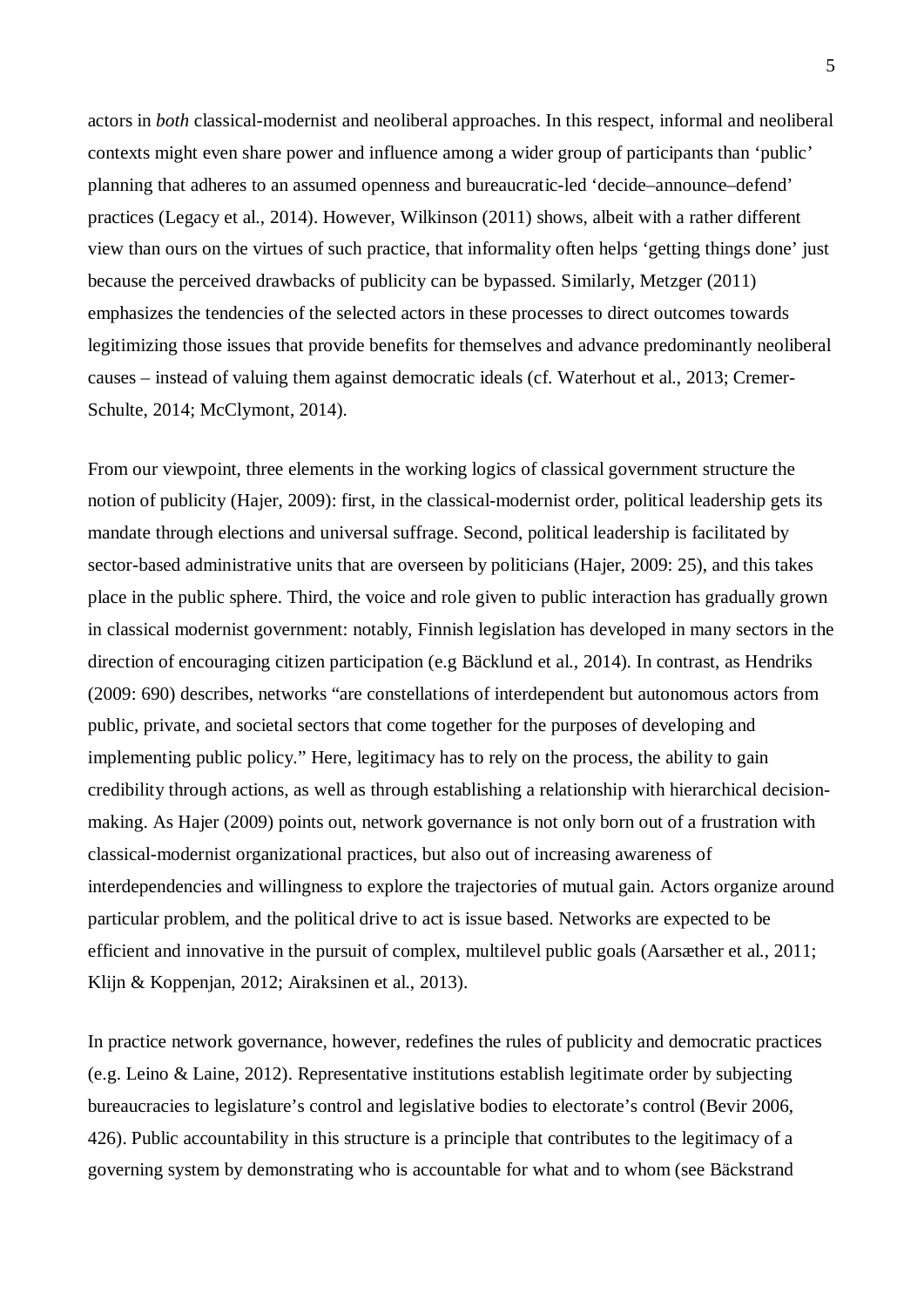actors in *both* classical-modernist and neoliberal approaches. In this respect, informal and neoliberal contexts might even share power and influence among a wider group of participants than 'public' planning that adheres to an assumed openness and bureaucratic-led 'decide–announce–defend' practices (Legacy et al., 2014). However, Wilkinson (2011) shows, albeit with a rather different view than ours on the virtues of such practice, that informality often helps 'getting things done' just because the perceived drawbacks of publicity can be bypassed. Similarly, Metzger (2011) emphasizes the tendencies of the selected actors in these processes to direct outcomes towards legitimizing those issues that provide benefits for themselves and advance predominantly neoliberal causes – instead of valuing them against democratic ideals (cf. Waterhout et al., 2013; Cremer-Schulte, 2014; McClymont, 2014).

From our viewpoint, three elements in the working logics of classical government structure the notion of publicity (Hajer, 2009): first, in the classical-modernist order, political leadership gets its mandate through elections and universal suffrage. Second, political leadership is facilitated by sector-based administrative units that are overseen by politicians (Hajer, 2009: 25), and this takes place in the public sphere. Third, the voice and role given to public interaction has gradually grown in classical modernist government: notably, Finnish legislation has developed in many sectors in the direction of encouraging citizen participation (e.g Bäcklund et al., 2014). In contrast, as Hendriks (2009: 690) describes, networks "are constellations of interdependent but autonomous actors from public, private, and societal sectors that come together for the purposes of developing and implementing public policy." Here, legitimacy has to rely on the process, the ability to gain credibility through actions, as well as through establishing a relationship with hierarchical decision-making. As Hajer (2009) points out, network governance is not only born out of a frustration with classical-modernist organizational practices, but also out of increasing awareness of interdependencies and willingness to explore the trajectories of mutual gain. Actors organize around particular problem, and the political drive to act is issue based. Networks are expected to be efficient and innovative in the pursuit of complex, multilevel public goals (Aarsæther et al., 2011; Klijn & Koppenjan, 2012; Airaksinen et al., 2013).

In practice network governance, however, redefines the rules of publicity and democratic practices (e.g. Leino & Laine, 2012). Representative institutions establish legitimate order by subjecting bureaucracies to legislature's control and legislative bodies to electorate's control (Bevir 2006, 426). Public accountability in this structure is a principle that contributes to the legitimacy of a governing system by demonstrating who is accountable for what and to whom (see Bäckstrand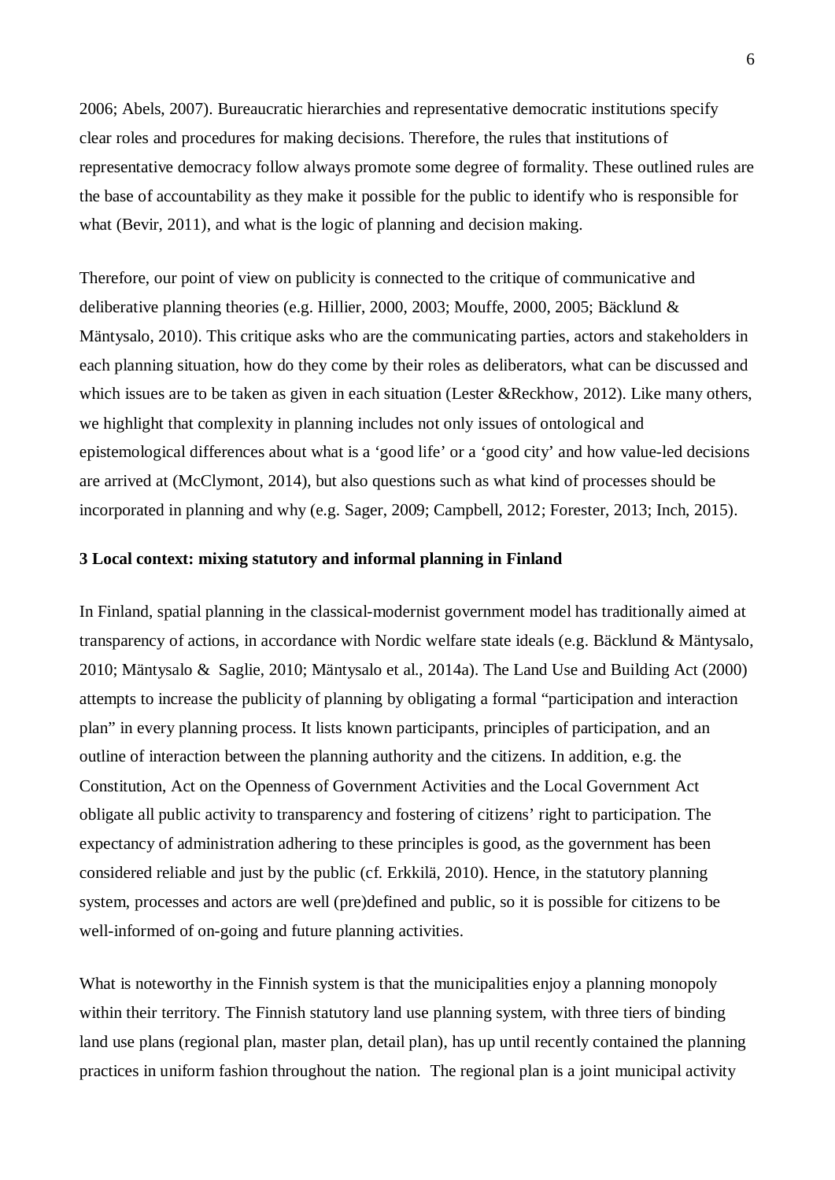2006; Abels, 2007). Bureaucratic hierarchies and representative democratic institutions specify clear roles and procedures for making decisions. Therefore, the rules that institutions of representative democracy follow always promote some degree of formality. These outlined rules are the base of accountability as they make it possible for the public to identify who is responsible for what (Bevir, 2011), and what is the logic of planning and decision making.

Therefore, our point of view on publicity is connected to the critique of communicative and deliberative planning theories (e.g. Hillier, 2000, 2003; Mouffe, 2000, 2005; Bäcklund & Mäntysalo, 2010). This critique asks who are the communicating parties, actors and stakeholders in each planning situation, how do they come by their roles as deliberators, what can be discussed and which issues are to be taken as given in each situation (Lester &Reckhow, 2012). Like many others, we highlight that complexity in planning includes not only issues of ontological and epistemological differences about what is a 'good life' or a 'good city' and how value-led decisions are arrived at (McClymont, 2014), but also questions such as what kind of processes should be incorporated in planning and why (e.g. Sager, 2009; Campbell, 2012; Forester, 2013; Inch, 2015).

### 3 Local context: mixing statutory and informal planning in Finland

In Finland, spatial planning in the classical-modernist government model has traditionally aimed at transparency of actions, in accordance with Nordic welfare state ideals (e.g. Bäcklund & Mäntysalo, 2010; Mäntysalo & Saglie, 2010; Mäntysalo et al., 2014a). The Land Use and Building Act (2000) attempts to increase the publicity of planning by obligating a formal "participation and interaction plan" in every planning process. It lists known participants, principles of participation, and an outline of interaction between the planning authority and the citizens. In addition, e.g. the Constitution, Act on the Openness of Government Activities and the Local Government Act obligate all public activity to transparency and fostering of citizens' right to participation. The expectancy of administration adhering to these principles is good, as the government has been considered reliable and just by the public (cf. Erkkilä, 2010). Hence, in the statutory planning system, processes and actors are well (pre)defined and public, so it is possible for citizens to be well-informed of on-going and future planning activities.

What is noteworthy in the Finnish system is that the municipalities enjoy a planning monopoly within their territory. The Finnish statutory land use planning system, with three tiers of binding land use plans (regional plan, master plan, detail plan), has up until recently contained the planning practices in uniform fashion throughout the nation. The regional plan is a joint municipal activity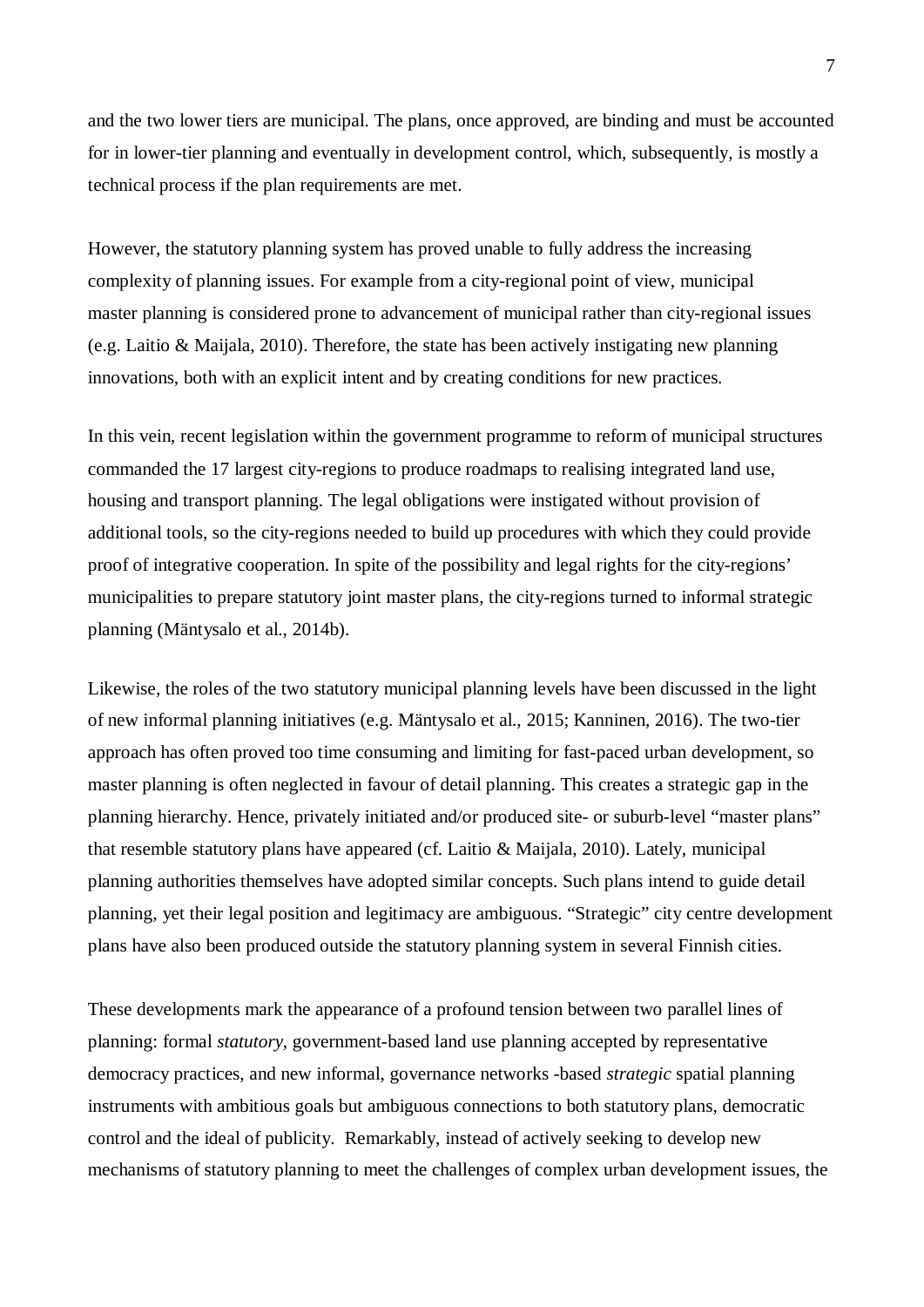and the two lower tiers are municipal. The plans, once approved, are binding and must be accounted for in lower-tier planning and eventually in development control, which, subsequently, is mostly a technical process if the plan requirements are met.

However, the statutory planning system has proved unable to fully address the increasing complexity of planning issues. For example from a city-regional point of view, municipal master planning is considered prone to advancement of municipal rather than city-regional issues (e.g. Laitio & Maijala, 2010). Therefore, the state has been actively instigating new planning innovations, both with an explicit intent and by creating conditions for new practices.

In this vein, recent legislation within the government programme to reform of municipal structures commanded the 17 largest city-regions to produce roadmaps to realising integrated land use, housing and transport planning. The legal obligations were instigated without provision of additional tools, so the city-regions needed to build up procedures with which they could provide proof of integrative cooperation. In spite of the possibility and legal rights for the city-regions' municipalities to prepare statutory joint master plans, the city-regions turned to informal strategic planning (Mäntysalo et al., 2014b).

Likewise, the roles of the two statutory municipal planning levels have been discussed in the light of new informal planning initiatives (e.g. Mäntysalo et al., 2015; Kanninen, 2016). The two-tier approach has often proved too time consuming and limiting for fast-paced urban development, so master planning is often neglected in favour of detail planning. This creates a strategic gap in the planning hierarchy. Hence, privately initiated and/or produced site- or suburb-level "master plans" that resemble statutory plans have appeared (cf. Laitio & Maijala, 2010). Lately, municipal planning authorities themselves have adopted similar concepts. Such plans intend to guide detail planning, yet their legal position and legitimacy are ambiguous. "Strategic" city centre development plans have also been produced outside the statutory planning system in several Finnish cities.

These developments mark the appearance of a profound tension between two parallel lines of planning: formal *statutory*, government-based land use planning accepted by representative democracy practices, and new informal, governance networks -based *strategic* spatial planning instruments with ambitious goals but ambiguous connections to both statutory plans, democratic control and the ideal of publicity. Remarkably, instead of actively seeking to develop new mechanisms of statutory planning to meet the challenges of complex urban development issues, the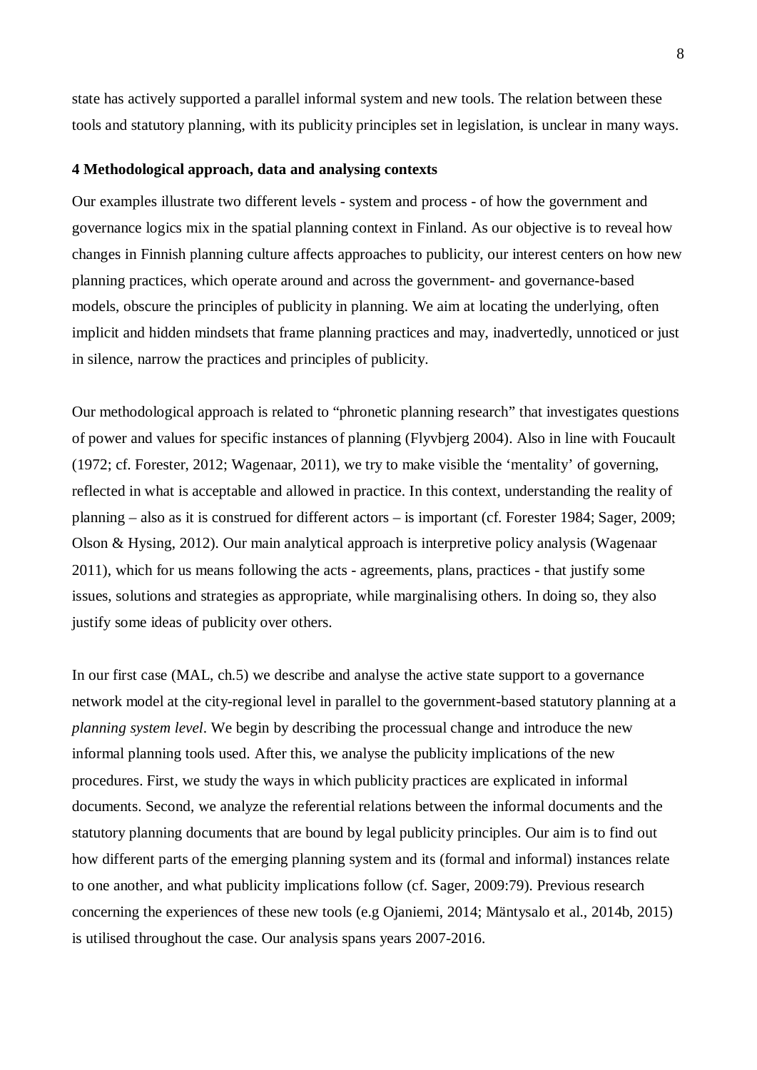state has actively supported a parallel informal system and new tools. The relation between these tools and statutory planning, with its publicity principles set in legislation, is unclear in many ways.

## 4 Methodological approach, data and analysing contexts

Our examples illustrate two different levels - system and process - of how the government and governance logics mix in the spatial planning context in Finland. As our objective is to reveal how changes in Finnish planning culture affects approaches to publicity, our interest centers on how new planning practices, which operate around and across the government- and governance-based models, obscure the principles of publicity in planning. We aim at locating the underlying, often implicit and hidden mindsets that frame planning practices and may, inadvertedly, unnoticed or just in silence, narrow the practices and principles of publicity.

Our methodological approach is related to "phronetic planning research" that investigates questions of power and values for specific instances of planning (Flyvbjerg 2004). Also in line with Foucault (1972; cf. Forester, 2012; Wagenaar, 2011), we try to make visible the 'mentality' of governing, reflected in what is acceptable and allowed in practice. In this context, understanding the reality of planning – also as it is construed for different actors – is important (cf. Forester 1984; Sager, 2009; Olson & Hysing, 2012). Our main analytical approach is interpretive policy analysis (Wagenaar 2011), which for us means following the acts - agreements, plans, practices - that justify some issues, solutions and strategies as appropriate, while marginalising others. In doing so, they also justify some ideas of publicity over others.

In our first case (MAL, ch.5) we describe and analyse the active state support to a governance network model at the city-regional level in parallel to the government-based statutory planning at a *planning system level*. We begin by describing the processual change and introduce the new informal planning tools used. After this, we analyse the publicity implications of the new procedures. First, we study the ways in which publicity practices are explicated in informal documents. Second, we analyze the referential relations between the informal documents and the statutory planning documents that are bound by legal publicity principles. Our aim is to find out how different parts of the emerging planning system and its (formal and informal) instances relate to one another, and what publicity implications follow (cf. Sager, 2009:79). Previous research concerning the experiences of these new tools (e.g Ojaniemi, 2014; Mäntysalo et al., 2014b, 2015) is utilised throughout the case. Our analysis spans years 2007-2016.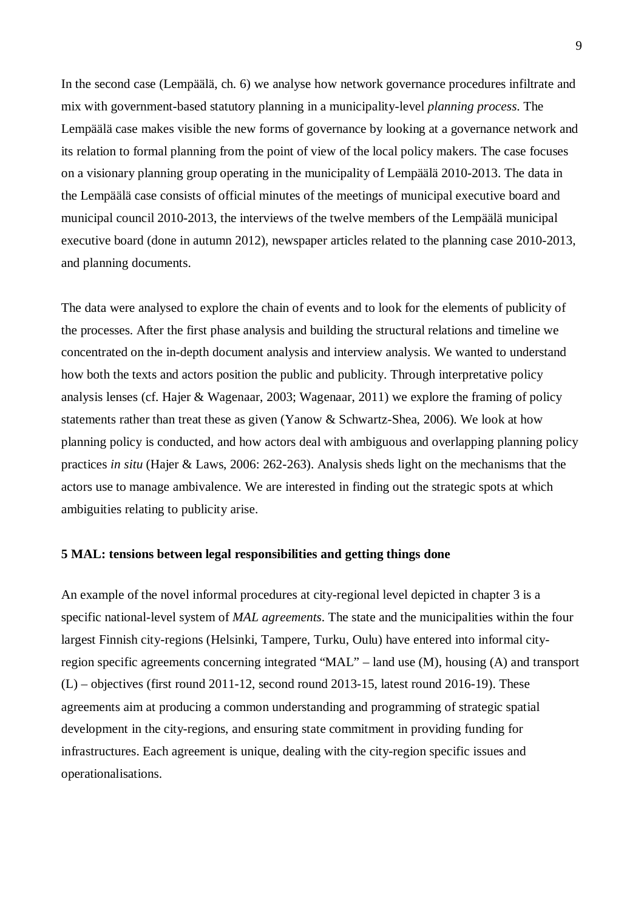In the second case (Lempäälä, ch. 6) we analyse how network governance procedures infiltrate and mix with government-based statutory planning in a municipality-level *planning process*. The Lempäälä case makes visible the new forms of governance by looking at a governance network and its relation to formal planning from the point of view of the local policy makers. The case focuses on a visionary planning group operating in the municipality of Lempäälä 2010-2013. The data in the Lempäälä case consists of official minutes of the meetings of municipal executive board and municipal council 2010-2013, the interviews of the twelve members of the Lempäälä municipal executive board (done in autumn 2012), newspaper articles related to the planning case 2010-2013, and planning documents.

The data were analysed to explore the chain of events and to look for the elements of publicity of the processes. After the first phase analysis and building the structural relations and timeline we concentrated on the in-depth document analysis and interview analysis. We wanted to understand how both the texts and actors position the public and publicity. Through interpretative policy analysis lenses (cf. Hajer & Wagenaar, 2003; Wagenaar, 2011) we explore the framing of policy statements rather than treat these as given (Yanow & Schwartz-Shea, 2006). We look at how planning policy is conducted, and how actors deal with ambiguous and overlapping planning policy practices *in situ* (Hajer & Laws, 2006: 262-263). Analysis sheds light on the mechanisms that the actors use to manage ambivalence. We are interested in finding out the strategic spots at which ambiguities relating to publicity arise.

## 5 MAL: tensions between legal responsibilities and getting things done

An example of the novel informal procedures at city-regional level depicted in chapter 3 is a specific national-level system of *MAL agreements*. The state and the municipalities within the four largest Finnish city-regions (Helsinki, Tampere, Turku, Oulu) have entered into informal city-region specific agreements concerning integrated "MAL" – land use (M), housing (A) and transport (L) – objectives (first round 2011-12, second round 2013-15, latest round 2016-19). These agreements aim at producing a common understanding and programming of strategic spatial development in the city-regions, and ensuring state commitment in providing funding for infrastructures. Each agreement is unique, dealing with the city-region specific issues and operationalisations.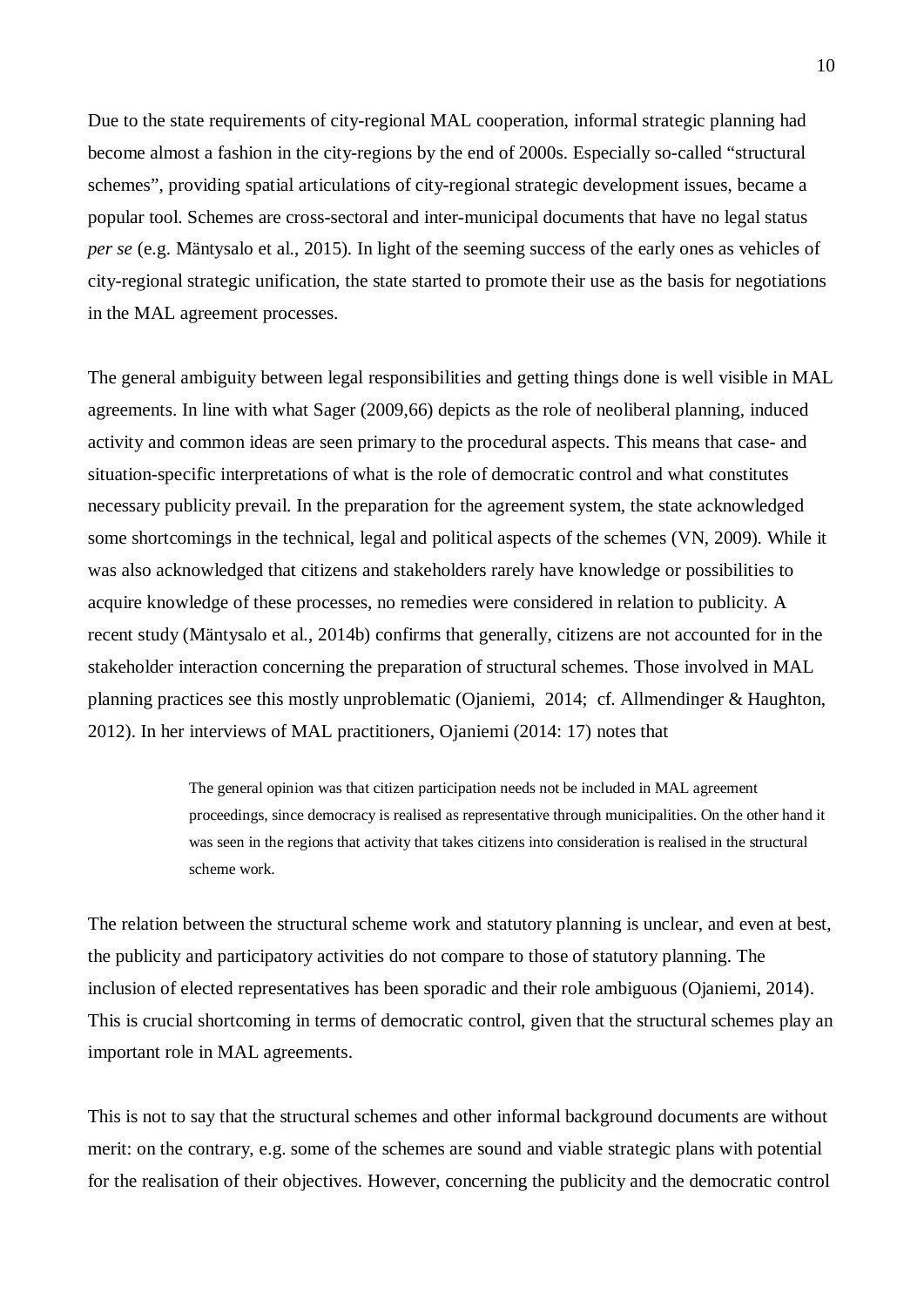Due to the state requirements of city-regional MAL cooperation, informal strategic planning had become almost a fashion in the city-regions by the end of 2000s. Especially so-called "structural schemes", providing spatial articulations of city-regional strategic development issues, became a popular tool. Schemes are cross-sectoral and inter-municipal documents that have no legal status *per se* (e.g. Mäntysalo et al., 2015). In light of the seeming success of the early ones as vehicles of city-regional strategic unification, the state started to promote their use as the basis for negotiations in the MAL agreement processes.

The general ambiguity between legal responsibilities and getting things done is well visible in MAL agreements. In line with what Sager (2009,66) depicts as the role of neoliberal planning, induced activity and common ideas are seen primary to the procedural aspects. This means that case- and situation-specific interpretations of what is the role of democratic control and what constitutes necessary publicity prevail. In the preparation for the agreement system, the state acknowledged some shortcomings in the technical, legal and political aspects of the schemes (VN, 2009). While it was also acknowledged that citizens and stakeholders rarely have knowledge or possibilities to acquire knowledge of these processes, no remedies were considered in relation to publicity. A recent study (Mäntysalo et al., 2014b) confirms that generally, citizens are not accounted for in the stakeholder interaction concerning the preparation of structural schemes. Those involved in MAL planning practices see this mostly unproblematic (Ojaniemi, 2014; cf. Allmendinger & Haughton, 2012). In her interviews of MAL practitioners, Ojaniemi (2014: 17) notes that

> The general opinion was that citizen participation needs not be included in MAL agreement proceedings, since democracy is realised as representative through municipalities. On the other hand it was seen in the regions that activity that takes citizens into consideration is realised in the structural scheme work.

The relation between the structural scheme work and statutory planning is unclear, and even at best, the publicity and participatory activities do not compare to those of statutory planning. The inclusion of elected representatives has been sporadic and their role ambiguous (Ojaniemi, 2014). This is crucial shortcoming in terms of democratic control, given that the structural schemes play an important role in MAL agreements.

This is not to say that the structural schemes and other informal background documents are without merit: on the contrary, e.g. some of the schemes are sound and viable strategic plans with potential for the realisation of their objectives. However, concerning the publicity and the democratic control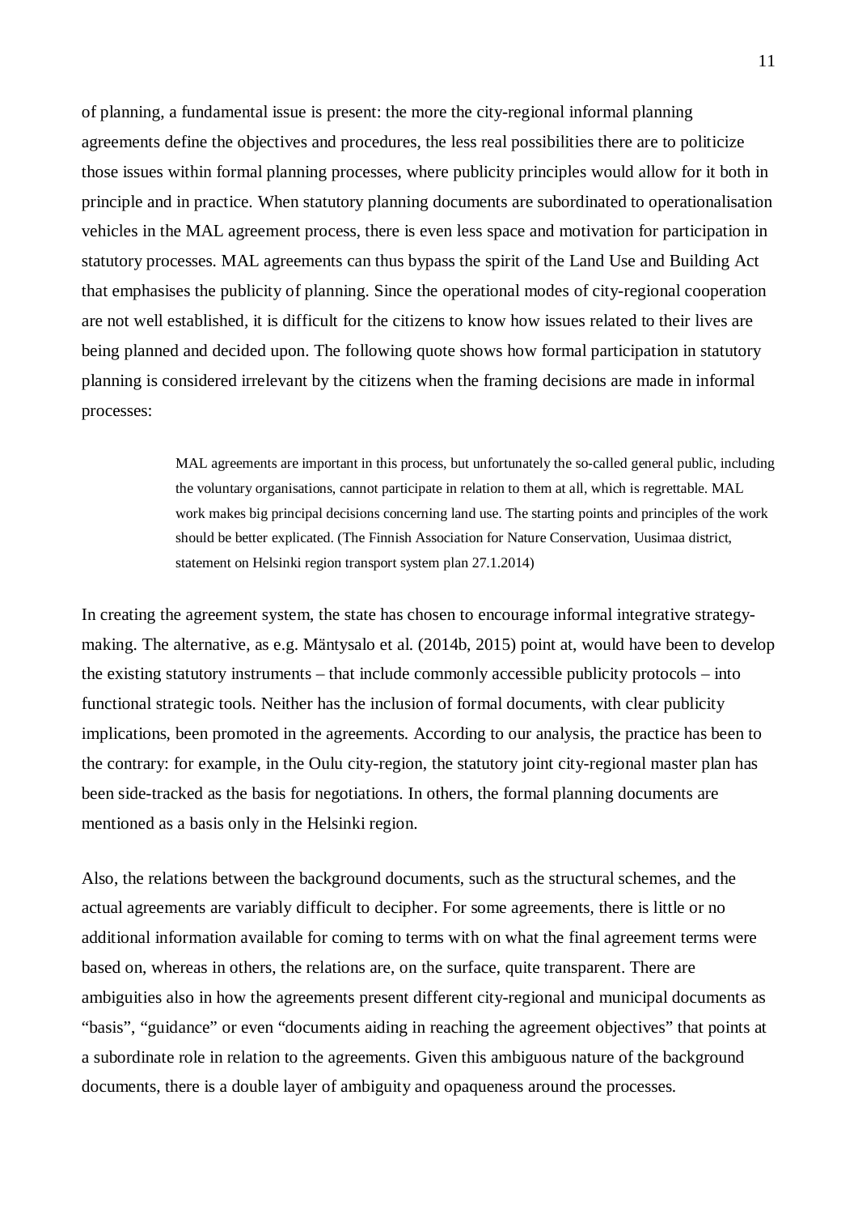of planning, a fundamental issue is present: the more the city-regional informal planning agreements define the objectives and procedures, the less real possibilities there are to politicize those issues within formal planning processes, where publicity principles would allow for it both in principle and in practice. When statutory planning documents are subordinated to operationalisation vehicles in the MAL agreement process, there is even less space and motivation for participation in statutory processes. MAL agreements can thus bypass the spirit of the Land Use and Building Act that emphasises the publicity of planning. Since the operational modes of city-regional cooperation are not well established, it is difficult for the citizens to know how issues related to their lives are being planned and decided upon. The following quote shows how formal participation in statutory planning is considered irrelevant by the citizens when the framing decisions are made in informal processes:

> MAL agreements are important in this process, but unfortunately the so-called general public, including the voluntary organisations, cannot participate in relation to them at all, which is regrettable. MAL work makes big principal decisions concerning land use. The starting points and principles of the work should be better explicated. (The Finnish Association for Nature Conservation, Uusimaa district, statement on Helsinki region transport system plan 27.1.2014)

In creating the agreement system, the state has chosen to encourage informal integrative strategy-making. The alternative, as e.g. Mäntysalo et al. (2014b, 2015) point at, would have been to develop the existing statutory instruments – that include commonly accessible publicity protocols – into functional strategic tools. Neither has the inclusion of formal documents, with clear publicity implications, been promoted in the agreements. According to our analysis, the practice has been to the contrary: for example, in the Oulu city-region, the statutory joint city-regional master plan has been side-tracked as the basis for negotiations. In others, the formal planning documents are mentioned as a basis only in the Helsinki region.

Also, the relations between the background documents, such as the structural schemes, and the actual agreements are variably difficult to decipher. For some agreements, there is little or no additional information available for coming to terms with on what the final agreement terms were based on, whereas in others, the relations are, on the surface, quite transparent. There are ambiguities also in how the agreements present different city-regional and municipal documents as "basis", "guidance" or even "documents aiding in reaching the agreement objectives" that points at a subordinate role in relation to the agreements. Given this ambiguous nature of the background documents, there is a double layer of ambiguity and opaqueness around the processes.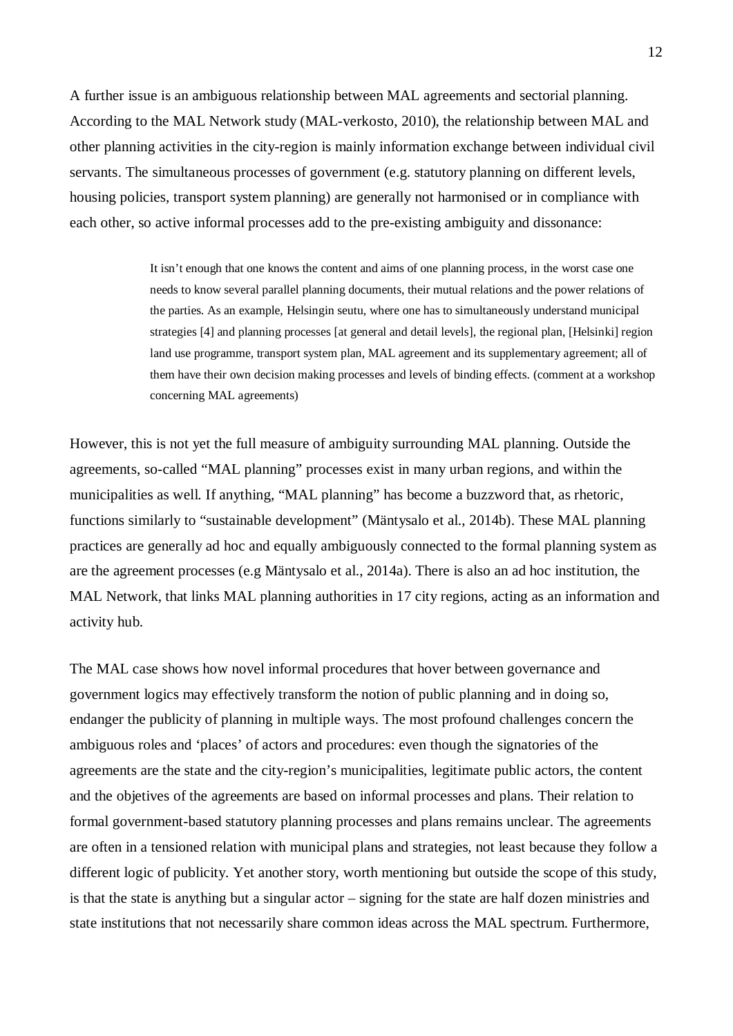A further issue is an ambiguous relationship between MAL agreements and sectorial planning. According to the MAL Network study (MAL-verkosto, 2010), the relationship between MAL and other planning activities in the city-region is mainly information exchange between individual civil servants. The simultaneous processes of government (e.g. statutory planning on different levels, housing policies, transport system planning) are generally not harmonised or in compliance with each other, so active informal processes add to the pre-existing ambiguity and dissonance:

> It isn't enough that one knows the content and aims of one planning process, in the worst case one needs to know several parallel planning documents, their mutual relations and the power relations of the parties. As an example, Helsingin seutu, where one has to simultaneously understand municipal strategies [4] and planning processes [at general and detail levels], the regional plan, [Helsinki] region land use programme, transport system plan, MAL agreement and its supplementary agreement; all of them have their own decision making processes and levels of binding effects. (comment at a workshop concerning MAL agreements)

However, this is not yet the full measure of ambiguity surrounding MAL planning. Outside the agreements, so-called "MAL planning" processes exist in many urban regions, and within the municipalities as well. If anything, "MAL planning" has become a buzzword that, as rhetoric, functions similarly to "sustainable development" (Mäntysalo et al., 2014b). These MAL planning practices are generally ad hoc and equally ambiguously connected to the formal planning system as are the agreement processes (e.g Mäntysalo et al., 2014a). There is also an ad hoc institution, the MAL Network, that links MAL planning authorities in 17 city regions, acting as an information and activity hub.

The MAL case shows how novel informal procedures that hover between governance and government logics may effectively transform the notion of public planning and in doing so, endanger the publicity of planning in multiple ways. The most profound challenges concern the ambiguous roles and 'places' of actors and procedures: even though the signatories of the agreements are the state and the city-region's municipalities, legitimate public actors, the content and the objetives of the agreements are based on informal processes and plans. Their relation to formal government-based statutory planning processes and plans remains unclear. The agreements are often in a tensioned relation with municipal plans and strategies, not least because they follow a different logic of publicity. Yet another story, worth mentioning but outside the scope of this study, is that the state is anything but a singular actor – signing for the state are half dozen ministries and state institutions that not necessarily share common ideas across the MAL spectrum. Furthermore,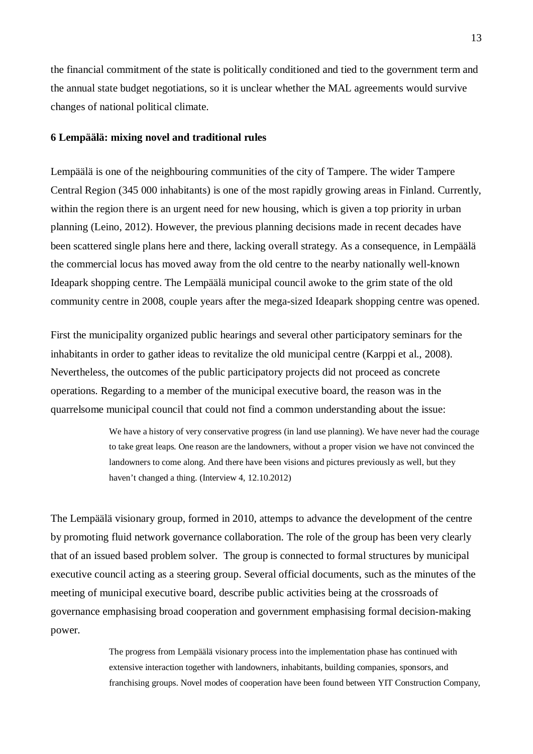the financial commitment of the state is politically conditioned and tied to the government term and the annual state budget negotiations, so it is unclear whether the MAL agreements would survive changes of national political climate.

## 6 Lempäälä: mixing novel and traditional rules

Lempäälä is one of the neighbouring communities of the city of Tampere. The wider Tampere Central Region (345 000 inhabitants) is one of the most rapidly growing areas in Finland. Currently, within the region there is an urgent need for new housing, which is given a top priority in urban planning (Leino, 2012). However, the previous planning decisions made in recent decades have been scattered single plans here and there, lacking overall strategy. As a consequence, in Lempäälä the commercial locus has moved away from the old centre to the nearby nationally well-known Ideapark shopping centre. The Lempäälä municipal council awoke to the grim state of the old community centre in 2008, couple years after the mega-sized Ideapark shopping centre was opened.

First the municipality organized public hearings and several other participatory seminars for the inhabitants in order to gather ideas to revitalize the old municipal centre (Karppi et al., 2008). Nevertheless, the outcomes of the public participatory projects did not proceed as concrete operations. Regarding to a member of the municipal executive board, the reason was in the quarrelsome municipal council that could not find a common understanding about the issue:

> We have a history of very conservative progress (in land use planning). We have never had the courage to take great leaps. One reason are the landowners, without a proper vision we have not convinced the landowners to come along. And there have been visions and pictures previously as well, but they haven't changed a thing. (Interview 4, 12.10.2012)

The Lempäälä visionary group, formed in 2010, attemps to advance the development of the centre by promoting fluid network governance collaboration. The role of the group has been very clearly that of an issued based problem solver. The group is connected to formal structures by municipal executive council acting as a steering group. Several official documents, such as the minutes of the meeting of municipal executive board, describe public activities being at the crossroads of governance emphasising broad cooperation and government emphasising formal decision-making power.

> The progress from Lempäälä visionary process into the implementation phase has continued with extensive interaction together with landowners, inhabitants, building companies, sponsors, and franchising groups. Novel modes of cooperation have been found between YIT Construction Company,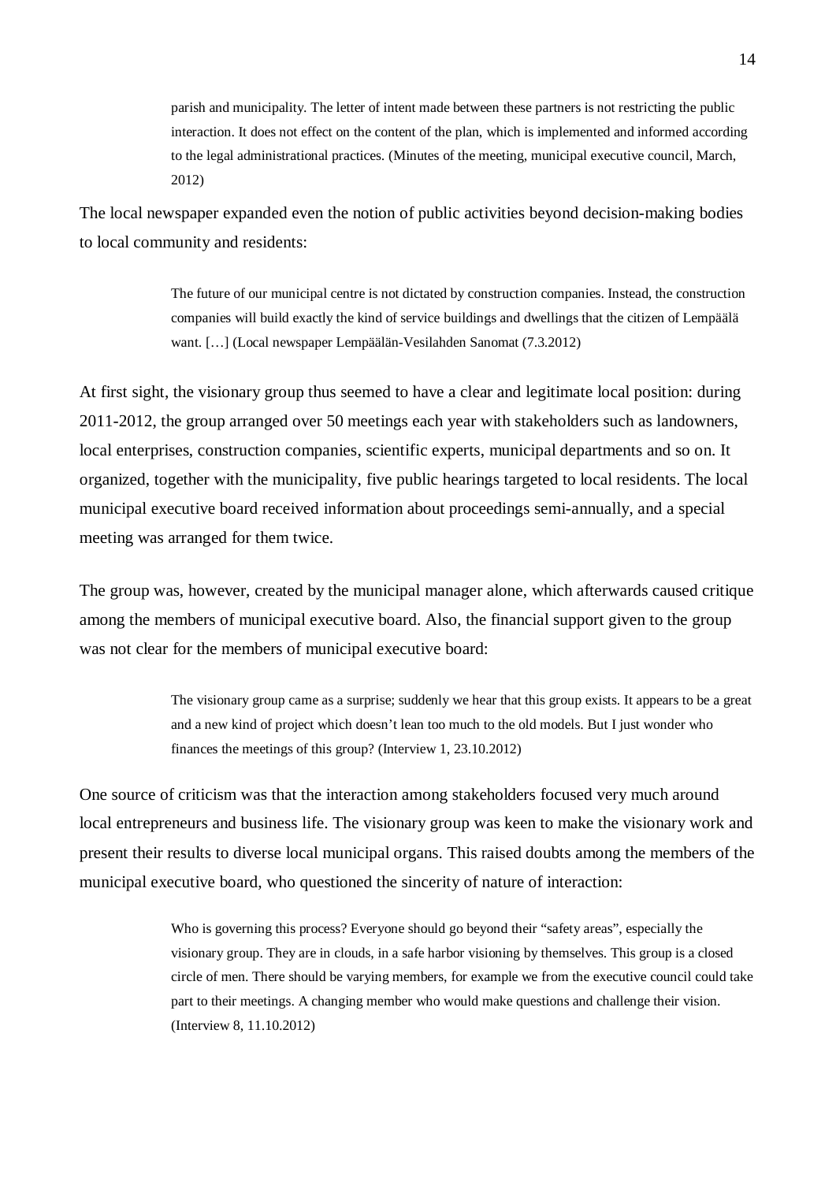> parish and municipality. The letter of intent made between these partners is not restricting the public interaction. It does not effect on the content of the plan, which is implemented and informed according to the legal administrational practices. (Minutes of the meeting, municipal executive council, March, 2012)

The local newspaper expanded even the notion of public activities beyond decision-making bodies to local community and residents:

> The future of our municipal centre is not dictated by construction companies. Instead, the construction companies will build exactly the kind of service buildings and dwellings that the citizen of Lempäälä want. […] (Local newspaper Lempäälän-Vesilahden Sanomat (7.3.2012)

At first sight, the visionary group thus seemed to have a clear and legitimate local position: during 2011-2012, the group arranged over 50 meetings each year with stakeholders such as landowners, local enterprises, construction companies, scientific experts, municipal departments and so on. It organized, together with the municipality, five public hearings targeted to local residents. The local municipal executive board received information about proceedings semi-annually, and a special meeting was arranged for them twice.

The group was, however, created by the municipal manager alone, which afterwards caused critique among the members of municipal executive board. Also, the financial support given to the group was not clear for the members of municipal executive board:

> The visionary group came as a surprise; suddenly we hear that this group exists. It appears to be a great and a new kind of project which doesn't lean too much to the old models. But I just wonder who finances the meetings of this group? (Interview 1, 23.10.2012)

One source of criticism was that the interaction among stakeholders focused very much around local entrepreneurs and business life. The visionary group was keen to make the visionary work and present their results to diverse local municipal organs. This raised doubts among the members of the municipal executive board, who questioned the sincerity of nature of interaction:

> Who is governing this process? Everyone should go beyond their "safety areas", especially the visionary group. They are in clouds, in a safe harbor visioning by themselves. This group is a closed circle of men. There should be varying members, for example we from the executive council could take part to their meetings. A changing member who would make questions and challenge their vision. (Interview 8, 11.10.2012)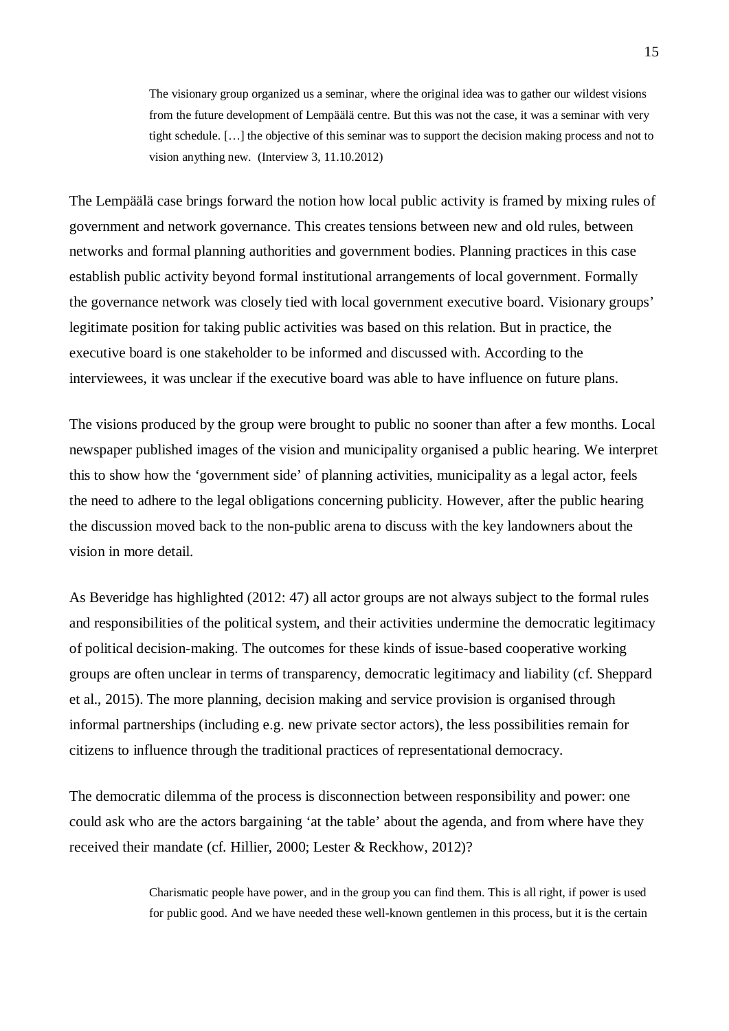> The visionary group organized us a seminar, where the original idea was to gather our wildest visions from the future development of Lempäälä centre. But this was not the case, it was a seminar with very tight schedule. […] the objective of this seminar was to support the decision making process and not to vision anything new. (Interview 3, 11.10.2012)

The Lempäälä case brings forward the notion how local public activity is framed by mixing rules of government and network governance. This creates tensions between new and old rules, between networks and formal planning authorities and government bodies. Planning practices in this case establish public activity beyond formal institutional arrangements of local government. Formally the governance network was closely tied with local government executive board. Visionary groups' legitimate position for taking public activities was based on this relation. But in practice, the executive board is one stakeholder to be informed and discussed with. According to the interviewees, it was unclear if the executive board was able to have influence on future plans.

The visions produced by the group were brought to public no sooner than after a few months. Local newspaper published images of the vision and municipality organised a public hearing. We interpret this to show how the 'government side' of planning activities, municipality as a legal actor, feels the need to adhere to the legal obligations concerning publicity. However, after the public hearing the discussion moved back to the non-public arena to discuss with the key landowners about the vision in more detail.

As Beveridge has highlighted (2012: 47) all actor groups are not always subject to the formal rules and responsibilities of the political system, and their activities undermine the democratic legitimacy of political decision-making. The outcomes for these kinds of issue-based cooperative working groups are often unclear in terms of transparency, democratic legitimacy and liability (cf. Sheppard et al., 2015). The more planning, decision making and service provision is organised through informal partnerships (including e.g. new private sector actors), the less possibilities remain for citizens to influence through the traditional practices of representational democracy.

The democratic dilemma of the process is disconnection between responsibility and power: one could ask who are the actors bargaining 'at the table' about the agenda, and from where have they received their mandate (cf. Hillier, 2000; Lester & Reckhow, 2012)?

> Charismatic people have power, and in the group you can find them. This is all right, if power is used for public good. And we have needed these well-known gentlemen in this process, but it is the certain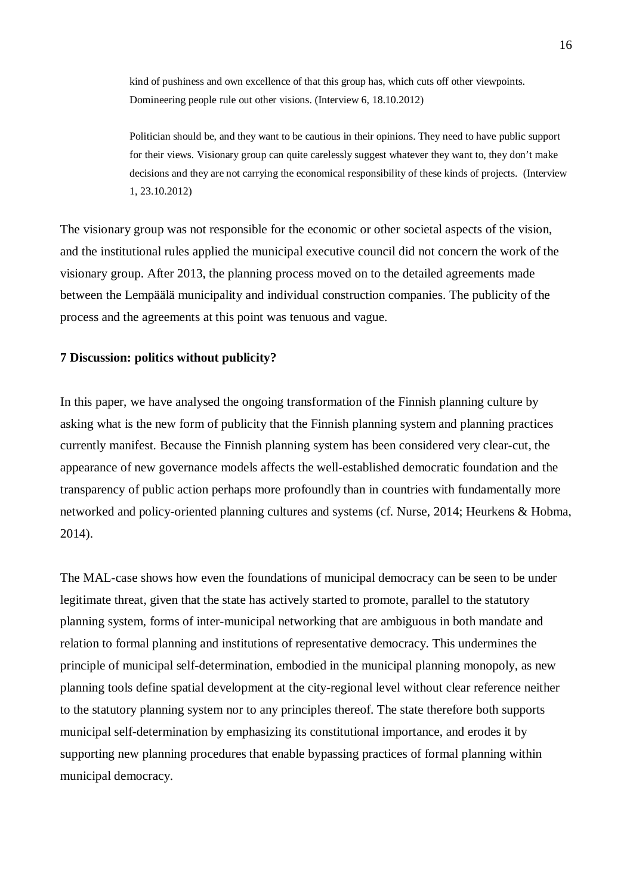> kind of pushiness and own excellence of that this group has, which cuts off other viewpoints. Domineering people rule out other visions. (Interview 6, 18.10.2012)

> Politician should be, and they want to be cautious in their opinions. They need to have public support for their views. Visionary group can quite carelessly suggest whatever they want to, they don't make decisions and they are not carrying the economical responsibility of these kinds of projects. (Interview 1, 23.10.2012)

The visionary group was not responsible for the economic or other societal aspects of the vision, and the institutional rules applied the municipal executive council did not concern the work of the visionary group. After 2013, the planning process moved on to the detailed agreements made between the Lempäälä municipality and individual construction companies. The publicity of the process and the agreements at this point was tenuous and vague.

## 7 Discussion: politics without publicity?

In this paper, we have analysed the ongoing transformation of the Finnish planning culture by asking what is the new form of publicity that the Finnish planning system and planning practices currently manifest. Because the Finnish planning system has been considered very clear-cut, the appearance of new governance models affects the well-established democratic foundation and the transparency of public action perhaps more profoundly than in countries with fundamentally more networked and policy-oriented planning cultures and systems (cf. Nurse, 2014; Heurkens & Hobma, 2014).

The MAL-case shows how even the foundations of municipal democracy can be seen to be under legitimate threat, given that the state has actively started to promote, parallel to the statutory planning system, forms of inter-municipal networking that are ambiguous in both mandate and relation to formal planning and institutions of representative democracy. This undermines the principle of municipal self-determination, embodied in the municipal planning monopoly, as new planning tools define spatial development at the city-regional level without clear reference neither to the statutory planning system nor to any principles thereof. The state therefore both supports municipal self-determination by emphasizing its constitutional importance, and erodes it by supporting new planning procedures that enable bypassing practices of formal planning within municipal democracy.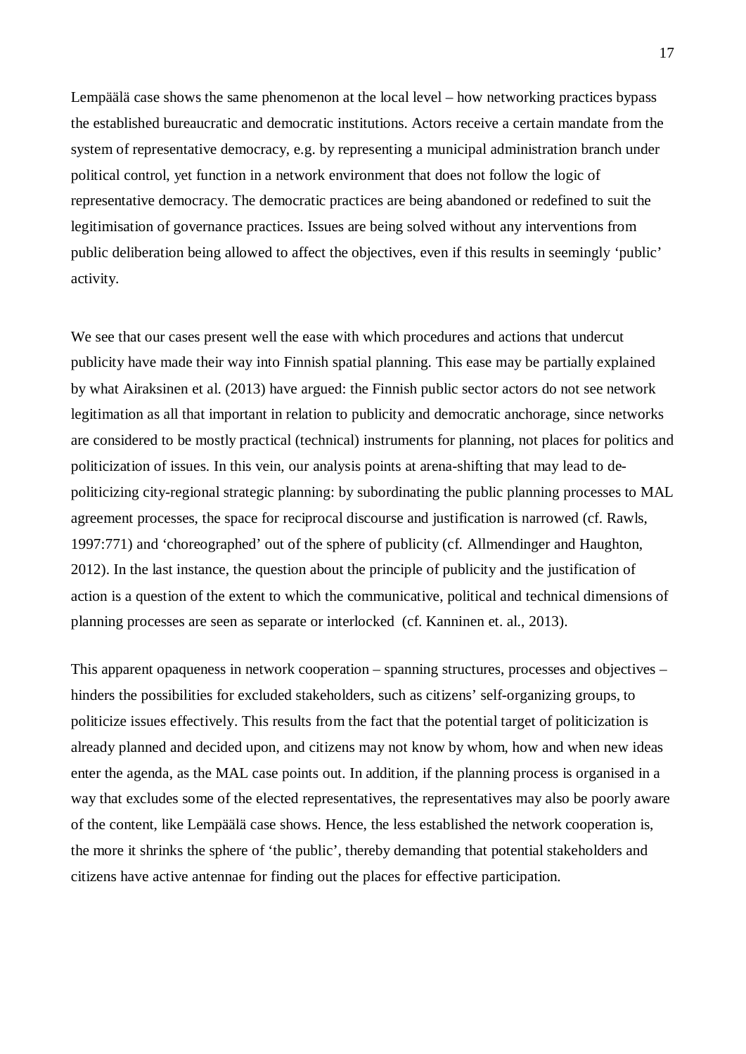Lempäälä case shows the same phenomenon at the local level – how networking practices bypass the established bureaucratic and democratic institutions. Actors receive a certain mandate from the system of representative democracy, e.g. by representing a municipal administration branch under political control, yet function in a network environment that does not follow the logic of representative democracy. The democratic practices are being abandoned or redefined to suit the legitimisation of governance practices. Issues are being solved without any interventions from public deliberation being allowed to affect the objectives, even if this results in seemingly 'public' activity.

We see that our cases present well the ease with which procedures and actions that undercut publicity have made their way into Finnish spatial planning. This ease may be partially explained by what Airaksinen et al. (2013) have argued: the Finnish public sector actors do not see network legitimation as all that important in relation to publicity and democratic anchorage, since networks are considered to be mostly practical (technical) instruments for planning, not places for politics and politicization of issues. In this vein, our analysis points at arena-shifting that may lead to de-politicizing city-regional strategic planning: by subordinating the public planning processes to MAL agreement processes, the space for reciprocal discourse and justification is narrowed (cf. Rawls, 1997:771) and 'choreographed' out of the sphere of publicity (cf. Allmendinger and Haughton, 2012). In the last instance, the question about the principle of publicity and the justification of action is a question of the extent to which the communicative, political and technical dimensions of planning processes are seen as separate or interlocked (cf. Kanninen et. al., 2013).

This apparent opaqueness in network cooperation – spanning structures, processes and objectives – hinders the possibilities for excluded stakeholders, such as citizens' self-organizing groups, to politicize issues effectively. This results from the fact that the potential target of politicization is already planned and decided upon, and citizens may not know by whom, how and when new ideas enter the agenda, as the MAL case points out. In addition, if the planning process is organised in a way that excludes some of the elected representatives, the representatives may also be poorly aware of the content, like Lempäälä case shows. Hence, the less established the network cooperation is, the more it shrinks the sphere of 'the public', thereby demanding that potential stakeholders and citizens have active antennae for finding out the places for effective participation.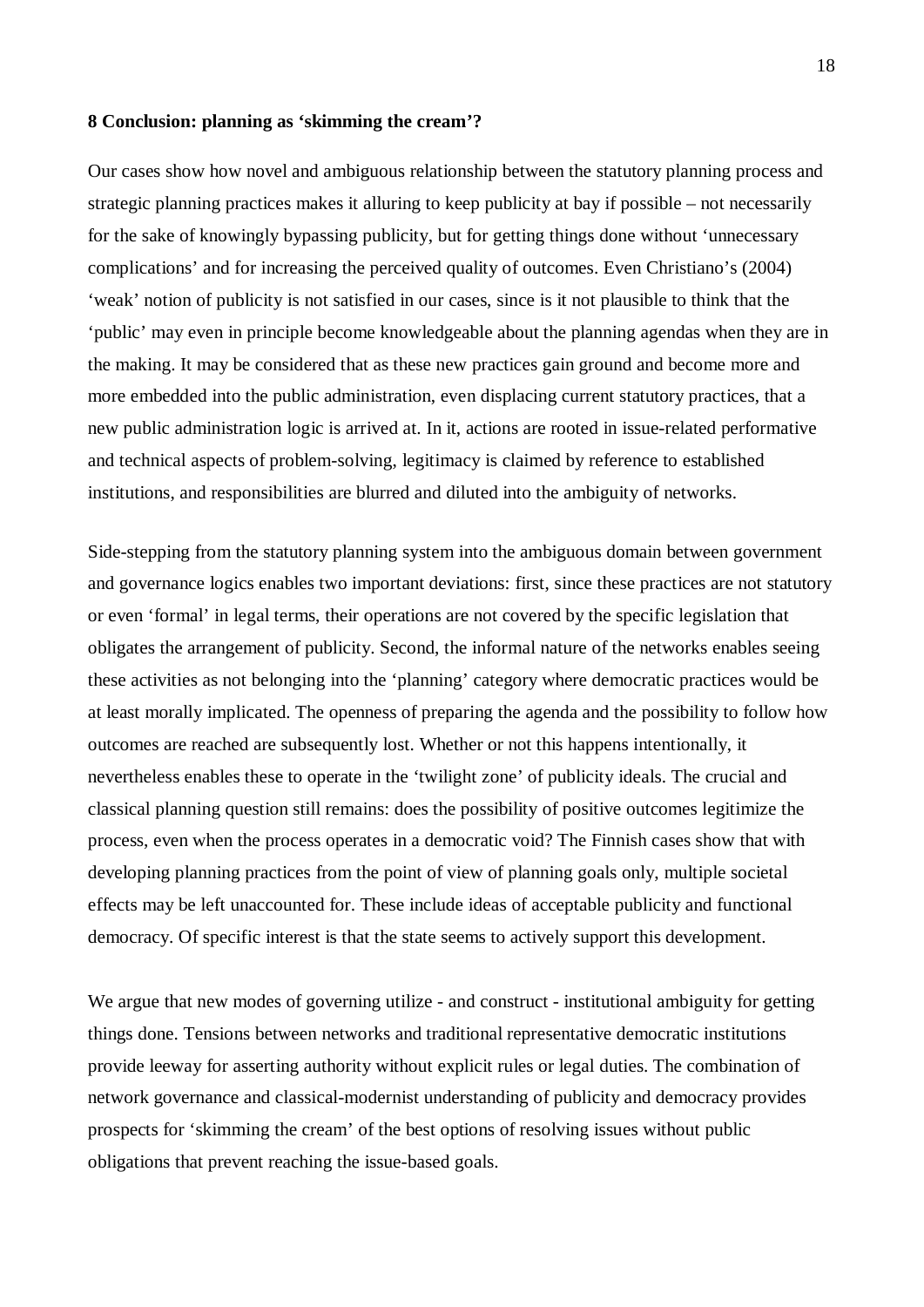**8 Conclusion: planning as 'skimming the cream'?**

Our cases show how novel and ambiguous relationship between the statutory planning process and strategic planning practices makes it alluring to keep publicity at bay if possible – not necessarily for the sake of knowingly bypassing publicity, but for getting things done without 'unnecessary complications' and for increasing the perceived quality of outcomes. Even Christiano's (2004) 'weak' notion of publicity is not satisfied in our cases, since is it not plausible to think that the 'public' may even in principle become knowledgeable about the planning agendas when they are in the making. It may be considered that as these new practices gain ground and become more and more embedded into the public administration, even displacing current statutory practices, that a new public administration logic is arrived at. In it, actions are rooted in issue-related performative and technical aspects of problem-solving, legitimacy is claimed by reference to established institutions, and responsibilities are blurred and diluted into the ambiguity of networks.

Side-stepping from the statutory planning system into the ambiguous domain between government and governance logics enables two important deviations: first, since these practices are not statutory or even 'formal' in legal terms, their operations are not covered by the specific legislation that obligates the arrangement of publicity. Second, the informal nature of the networks enables seeing these activities as not belonging into the 'planning' category where democratic practices would be at least morally implicated. The openness of preparing the agenda and the possibility to follow how outcomes are reached are subsequently lost. Whether or not this happens intentionally, it nevertheless enables these to operate in the 'twilight zone' of publicity ideals. The crucial and classical planning question still remains: does the possibility of positive outcomes legitimize the process, even when the process operates in a democratic void? The Finnish cases show that with developing planning practices from the point of view of planning goals only, multiple societal effects may be left unaccounted for. These include ideas of acceptable publicity and functional democracy. Of specific interest is that the state seems to actively support this development.

We argue that new modes of governing utilize - and construct - institutional ambiguity for getting things done. Tensions between networks and traditional representative democratic institutions provide leeway for asserting authority without explicit rules or legal duties. The combination of network governance and classical-modernist understanding of publicity and democracy provides prospects for 'skimming the cream' of the best options of resolving issues without public obligations that prevent reaching the issue-based goals.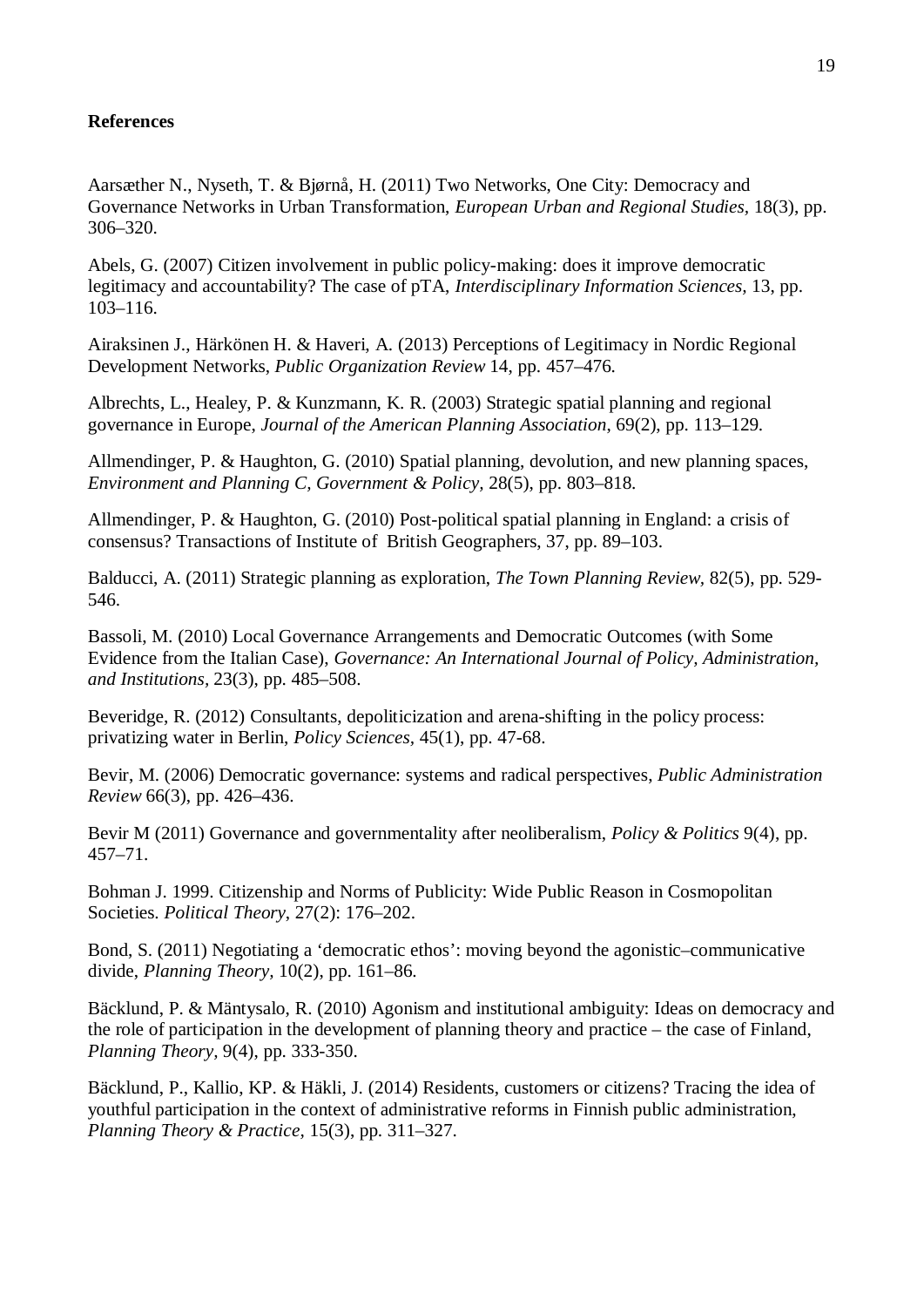**References**

Aarsæther N., Nyseth, T. & Bjørnå, H. (2011) Two Networks, One City: Democracy and Governance Networks in Urban Transformation, *European Urban and Regional Studies*, 18(3), pp. 306–320.

Abels, G. (2007) Citizen involvement in public policy-making: does it improve democratic legitimacy and accountability? The case of pTA, *Interdisciplinary Information Sciences*, 13, pp. 103–116.

Airaksinen J., Härkönen H. & Haveri, A. (2013) Perceptions of Legitimacy in Nordic Regional Development Networks, *Public Organization Review* 14, pp. 457–476.

Albrechts, L., Healey, P. & Kunzmann, K. R. (2003) Strategic spatial planning and regional governance in Europe, *Journal of the American Planning Association*, 69(2), pp. 113–129.

Allmendinger, P. & Haughton, G. (2010) Spatial planning, devolution, and new planning spaces, *Environment and Planning C, Government & Policy,* 28(5), pp. 803–818.

Allmendinger, P. & Haughton, G. (2010) Post-political spatial planning in England: a crisis of consensus? Transactions of Institute of British Geographers, 37, pp. 89–103.

Balducci, A. (2011) Strategic planning as exploration, *The Town Planning Review*, 82(5), pp. 529-546.

Bassoli, M. (2010) Local Governance Arrangements and Democratic Outcomes (with Some Evidence from the Italian Case), *Governance: An International Journal of Policy, Administration, and Institutions*, 23(3), pp. 485–508.

Beveridge, R. (2012) Consultants, depoliticization and arena-shifting in the policy process: privatizing water in Berlin, *Policy Sciences,* 45(1), pp. 47-68.

Bevir, M. (2006) Democratic governance: systems and radical perspectives, *Public Administration Review* 66(3), pp. 426–436.

Bevir M (2011) Governance and governmentality after neoliberalism, *Policy & Politics* 9(4), pp. 457–71.

Bohman J. 1999. Citizenship and Norms of Publicity: Wide Public Reason in Cosmopolitan Societies. *Political Theory*, 27(2): 176–202.

Bond, S. (2011) Negotiating a 'democratic ethos': moving beyond the agonistic–communicative divide, *Planning Theory,* 10(2), pp. 161–86.

Bäcklund, P. & Mäntysalo, R. (2010) Agonism and institutional ambiguity: Ideas on democracy and the role of participation in the development of planning theory and practice – the case of Finland, *Planning Theory,* 9(4), pp. 333-350.

Bäcklund, P., Kallio, KP. & Häkli, J. (2014) Residents, customers or citizens? Tracing the idea of youthful participation in the context of administrative reforms in Finnish public administration, *Planning Theory & Practice*, 15(3), pp. 311–327.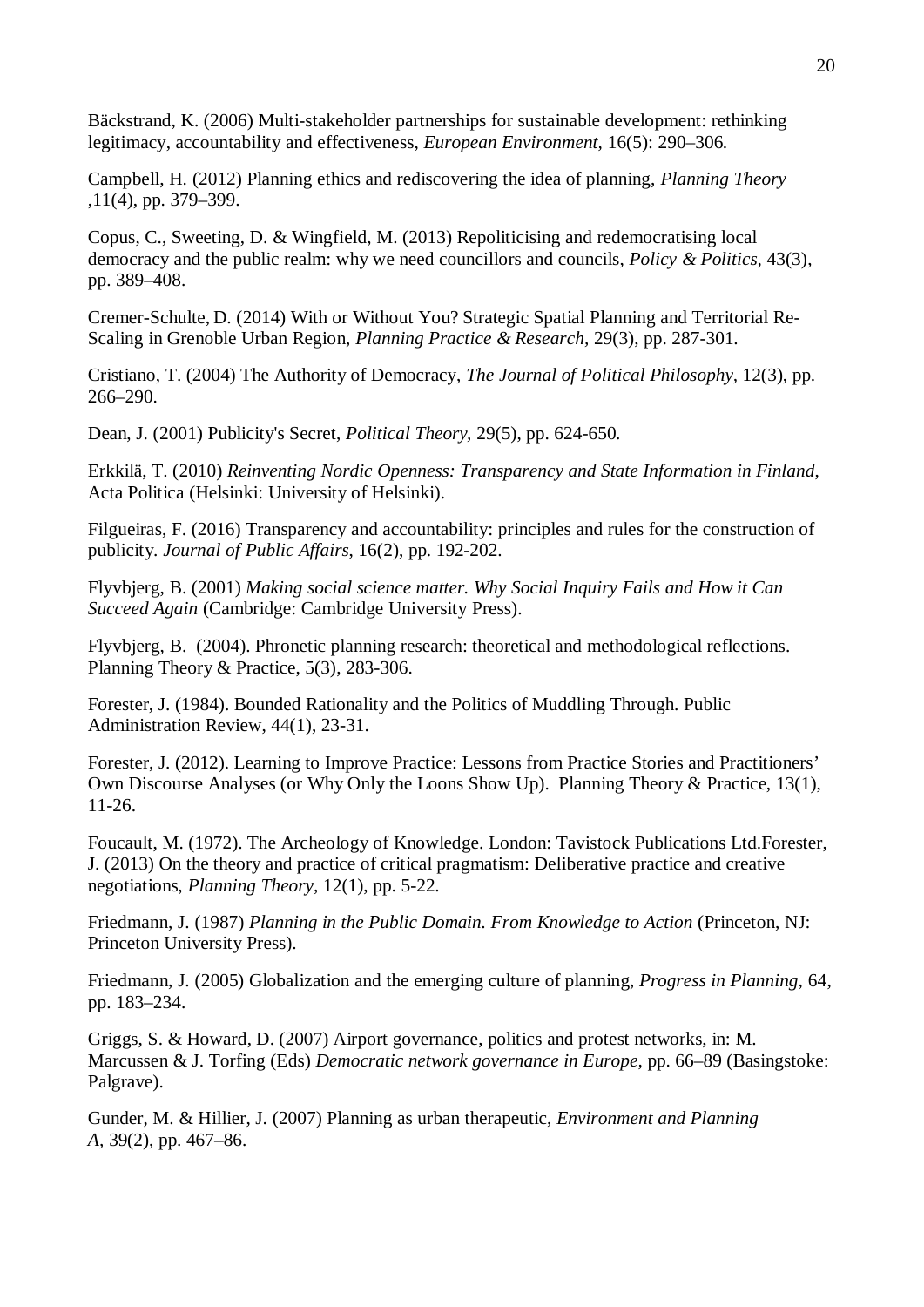Bäckstrand, K. (2006) Multi-stakeholder partnerships for sustainable development: rethinking legitimacy, accountability and effectiveness, *European Environment*, 16(5): 290–306.

Campbell, H. (2012) Planning ethics and rediscovering the idea of planning, *Planning Theory* ,11(4), pp. 379–399.

Copus, C., Sweeting, D. & Wingfield, M. (2013) Repoliticising and redemocratising local democracy and the public realm: why we need councillors and councils, *Policy & Politics*, 43(3), pp. 389–408.

Cremer-Schulte, D. (2014) With or Without You? Strategic Spatial Planning and Territorial Re-Scaling in Grenoble Urban Region, *Planning Practice & Research*, 29(3), pp. 287-301.

Cristiano, T. (2004) The Authority of Democracy, *The Journal of Political Philosophy*, 12(3), pp. 266–290.

Dean, J. (2001) Publicity's Secret, *Political Theory*, 29(5), pp. 624-650.

Erkkilä, T. (2010) *Reinventing Nordic Openness: Transparency and State Information in Finland*, Acta Politica (Helsinki: University of Helsinki).

Filgueiras, F. (2016) Transparency and accountability: principles and rules for the construction of publicity. *Journal of Public Affairs*, 16(2), pp. 192-202.

Flyvbjerg, B. (2001) *Making social science matter. Why Social Inquiry Fails and How it Can Succeed Again* (Cambridge: Cambridge University Press).

Flyvbjerg, B. (2004). Phronetic planning research: theoretical and methodological reflections. Planning Theory & Practice, 5(3), 283-306.

Forester, J. (1984). Bounded Rationality and the Politics of Muddling Through. Public Administration Review, 44(1), 23-31.

Forester, J. (2012). Learning to Improve Practice: Lessons from Practice Stories and Practitioners' Own Discourse Analyses (or Why Only the Loons Show Up). Planning Theory & Practice, 13(1), 11-26.

Foucault, M. (1972). The Archeology of Knowledge. London: Tavistock Publications Ltd.Forester, J. (2013) On the theory and practice of critical pragmatism: Deliberative practice and creative negotiations, *Planning Theory*, 12(1), pp. 5-22.

Friedmann, J. (1987) *Planning in the Public Domain. From Knowledge to Action* (Princeton, NJ: Princeton University Press).

Friedmann, J. (2005) Globalization and the emerging culture of planning, *Progress in Planning*, 64, pp. 183–234.

Griggs, S. & Howard, D. (2007) Airport governance, politics and protest networks, in: M. Marcussen & J. Torfing (Eds) *Democratic network governance in Europe*, pp. 66–89 (Basingstoke: Palgrave).

Gunder, M. & Hillier, J. (2007) Planning as urban therapeutic, *Environment and Planning A*, 39(2), pp. 467–86.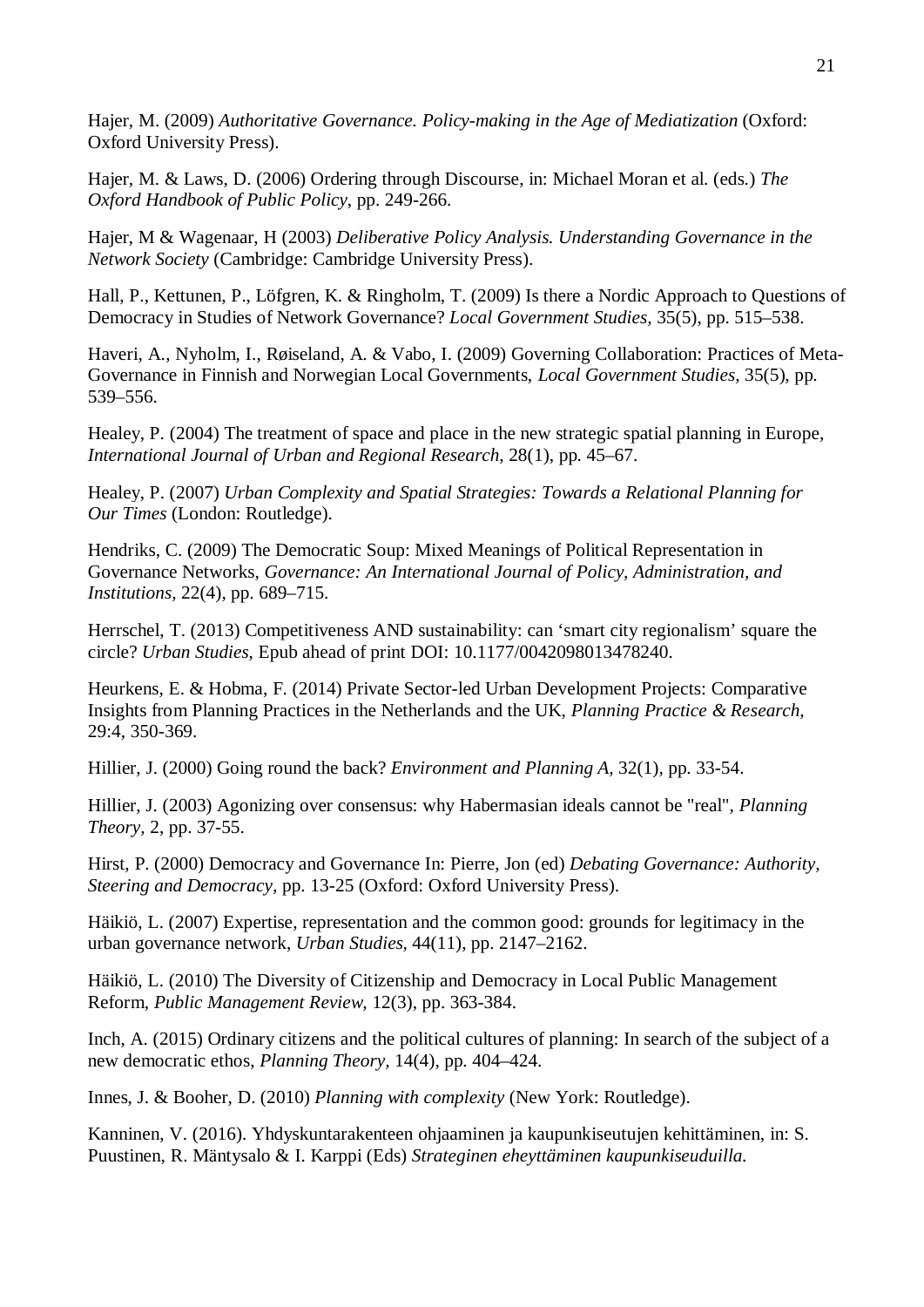Hajer, M. (2009) *Authoritative Governance. Policy-making in the Age of Mediatization* (Oxford: Oxford University Press).

Hajer, M. & Laws, D. (2006) Ordering through Discourse, in: Michael Moran et al. (eds.) *The Oxford Handbook of Public Policy*, pp. 249-266.

Hajer, M & Wagenaar, H (2003) *Deliberative Policy Analysis. Understanding Governance in the Network Society* (Cambridge: Cambridge University Press).

Hall, P., Kettunen, P., Löfgren, K. & Ringholm, T. (2009) Is there a Nordic Approach to Questions of Democracy in Studies of Network Governance? *Local Government Studies*, 35(5), pp. 515–538.

Haveri, A., Nyholm, I., Røiseland, A. & Vabo, I. (2009) Governing Collaboration: Practices of Meta-Governance in Finnish and Norwegian Local Governments, *Local Government Studies*, 35(5), pp. 539–556.

Healey, P. (2004) The treatment of space and place in the new strategic spatial planning in Europe, *International Journal of Urban and Regional Research*, 28(1), pp. 45–67.

Healey, P. (2007) *Urban Complexity and Spatial Strategies: Towards a Relational Planning for Our Times* (London: Routledge).

Hendriks, C. (2009) The Democratic Soup: Mixed Meanings of Political Representation in Governance Networks, *Governance: An International Journal of Policy, Administration, and Institutions*, 22(4), pp. 689–715.

Herrschel, T. (2013) Competitiveness AND sustainability: can 'smart city regionalism' square the circle? *Urban Studies*, Epub ahead of print DOI: 10.1177/0042098013478240.

Heurkens, E. & Hobma, F. (2014) Private Sector-led Urban Development Projects: Comparative Insights from Planning Practices in the Netherlands and the UK, *Planning Practice & Research*, 29:4, 350-369.

Hillier, J. (2000) Going round the back? *Environment and Planning A*, 32(1), pp. 33-54.

Hillier, J. (2003) Agonizing over consensus: why Habermasian ideals cannot be "real", *Planning Theory*, 2, pp. 37-55.

Hirst, P. (2000) Democracy and Governance In: Pierre, Jon (ed) *Debating Governance: Authority, Steering and Democracy*, pp. 13-25 (Oxford: Oxford University Press).

Häikiö, L. (2007) Expertise, representation and the common good: grounds for legitimacy in the urban governance network, *Urban Studies*, 44(11), pp. 2147–2162.

Häikiö, L. (2010) The Diversity of Citizenship and Democracy in Local Public Management Reform, *Public Management Review*, 12(3), pp. 363-384.

Inch, A. (2015) Ordinary citizens and the political cultures of planning: In search of the subject of a new democratic ethos, *Planning Theory*, 14(4), pp. 404–424.

Innes, J. & Booher, D. (2010) *Planning with complexity* (New York: Routledge).

Kanninen, V. (2016). Yhdyskuntarakenteen ohjaaminen ja kaupunkiseutujen kehittäminen, in: S. Puustinen, R. Mäntysalo & I. Karppi (Eds) *Strateginen eheyttäminen kaupunkiseuduilla.*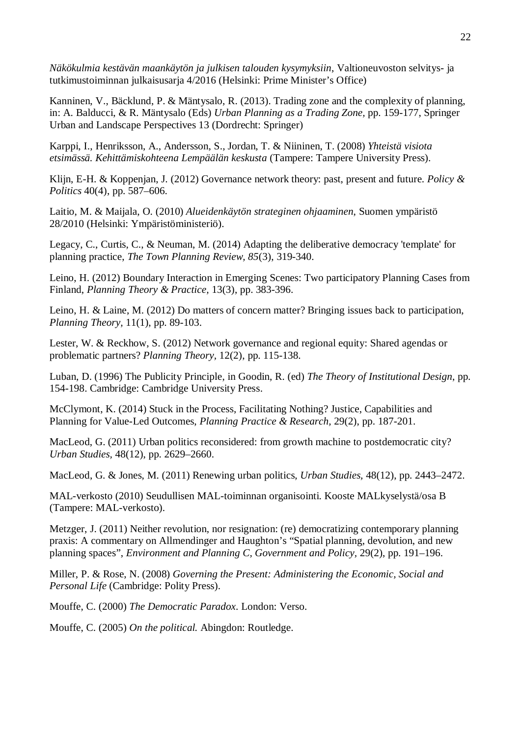*Näkökulmia kestävän maankäytön ja julkisen talouden kysymyksiin*, Valtioneuvoston selvitys- ja tutkimustoiminnan julkaisusarja 4/2016 (Helsinki: Prime Minister's Office)

Kanninen, V., Bäcklund, P. & Mäntysalo, R. (2013). Trading zone and the complexity of planning, in: A. Balducci, & R. Mäntysalo (Eds) *Urban Planning as a Trading Zone*, pp. 159-177, Springer Urban and Landscape Perspectives 13 (Dordrecht: Springer)

Karppi, I., Henriksson, A., Andersson, S., Jordan, T. & Niininen, T. (2008) *Yhteistä visiota etsimässä. Kehittämiskohteena Lempäälän keskusta* (Tampere: Tampere University Press).

Klijn, E-H. & Koppenjan, J. (2012) Governance network theory: past, present and future. *Policy & Politics* 40(4), pp. 587–606.

Laitio, M. & Maijala, O. (2010) *Alueidenkäytön strateginen ohjaaminen*, Suomen ympäristö 28/2010 (Helsinki: Ympäristöministeriö).

Legacy, C., Curtis, C., & Neuman, M. (2014) Adapting the deliberative democracy 'template' for planning practice, *The Town Planning Review, 85*(3), 319-340.

Leino, H. (2012) Boundary Interaction in Emerging Scenes: Two participatory Planning Cases from Finland, *Planning Theory & Practice,* 13(3), pp. 383-396.

Leino, H. & Laine, M. (2012) Do matters of concern matter? Bringing issues back to participation, *Planning Theory,* 11(1), pp. 89-103.

Lester, W. & Reckhow, S. (2012) Network governance and regional equity: Shared agendas or problematic partners? *Planning Theory,* 12(2), pp. 115-138.

Luban, D. (1996) The Publicity Principle, in Goodin, R. (ed) *The Theory of Institutional Design*, pp. 154-198. Cambridge: Cambridge University Press.

McClymont, K. (2014) Stuck in the Process, Facilitating Nothing? Justice, Capabilities and Planning for Value-Led Outcomes, *Planning Practice & Research,* 29(2), pp. 187-201.

MacLeod, G. (2011) Urban politics reconsidered: from growth machine to postdemocratic city? *Urban Studies,* 48(12), pp. 2629–2660.

MacLeod, G. & Jones, M. (2011) Renewing urban politics, *Urban Studies,* 48(12), pp. 2443–2472.

MAL-verkosto (2010) Seudullisen MAL-toiminnan organisointi. Kooste MALkyselystä/osa B (Tampere: MAL-verkosto).

Metzger, J. (2011) Neither revolution, nor resignation: (re) democratizing contemporary planning praxis: A commentary on Allmendinger and Haughton's "Spatial planning, devolution, and new planning spaces", *Environment and Planning C, Government and Policy,* 29(2), pp. 191–196.

Miller, P. & Rose, N. (2008) *Governing the Present: Administering the Economic, Social and Personal Life* (Cambridge: Polity Press).

Mouffe, C. (2000) *The Democratic Paradox*. London: Verso.

Mouffe, C. (2005) *On the political.* Abingdon: Routledge.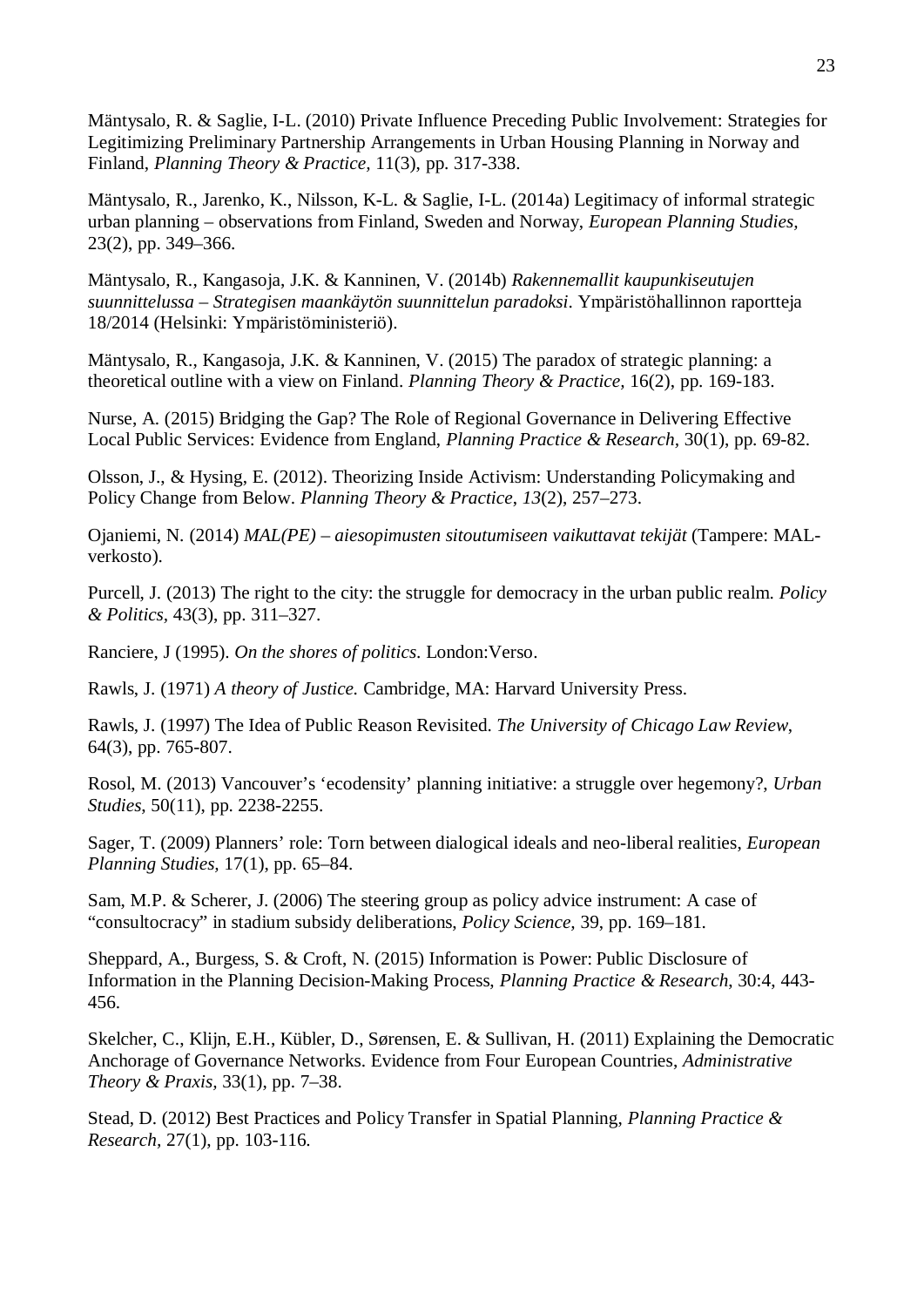Mäntysalo, R. & Saglie, I-L. (2010) Private Influence Preceding Public Involvement: Strategies for Legitimizing Preliminary Partnership Arrangements in Urban Housing Planning in Norway and Finland, *Planning Theory & Practice*, 11(3), pp. 317-338.

Mäntysalo, R., Jarenko, K., Nilsson, K-L. & Saglie, I-L. (2014a) Legitimacy of informal strategic urban planning – observations from Finland, Sweden and Norway, *European Planning Studies*, 23(2), pp. 349–366.

Mäntysalo, R., Kangasoja, J.K. & Kanninen, V. (2014b) *Rakennemallit kaupunkiseutujen suunnittelussa – Strategisen maankäytön suunnittelun paradoksi*. Ympäristöhallinnon raportteja 18/2014 (Helsinki: Ympäristöministeriö).

Mäntysalo, R., Kangasoja, J.K. & Kanninen, V. (2015) The paradox of strategic planning: a theoretical outline with a view on Finland. *Planning Theory & Practice*, 16(2), pp. 169-183.

Nurse, A. (2015) Bridging the Gap? The Role of Regional Governance in Delivering Effective Local Public Services: Evidence from England, *Planning Practice & Research*, 30(1), pp. 69-82.

Olsson, J., & Hysing, E. (2012). Theorizing Inside Activism: Understanding Policymaking and Policy Change from Below. *Planning Theory & Practice*, *13*(2), 257–273.

Ojaniemi, N. (2014) *MAL(PE) – aiesopimusten sitoutumiseen vaikuttavat tekijät* (Tampere: MAL-verkosto).

Purcell, J. (2013) The right to the city: the struggle for democracy in the urban public realm. *Policy & Politics*, 43(3), pp. 311–327.

Ranciere, J (1995). *On the shores of politics*. London:Verso.

Rawls, J. (1971) *A theory of Justice.* Cambridge, MA: Harvard University Press.

Rawls, J. (1997) The Idea of Public Reason Revisited. *The University of Chicago Law Review*, 64(3), pp. 765-807.

Rosol, M. (2013) Vancouver's 'ecodensity' planning initiative: a struggle over hegemony?, *Urban Studies*, 50(11), pp. 2238-2255.

Sager, T. (2009) Planners' role: Torn between dialogical ideals and neo-liberal realities, *European Planning Studies,* 17(1), pp. 65–84.

Sam, M.P. & Scherer, J. (2006) The steering group as policy advice instrument: A case of "consultocracy" in stadium subsidy deliberations, *Policy Science,* 39, pp. 169–181.

Sheppard, A., Burgess, S. & Croft, N. (2015) Information is Power: Public Disclosure of Information in the Planning Decision-Making Process, *Planning Practice & Research*, 30:4, 443-456.

Skelcher, C., Klijn, E.H., Kübler, D., Sørensen, E. & Sullivan, H. (2011) Explaining the Democratic Anchorage of Governance Networks. Evidence from Four European Countries, *Administrative Theory & Praxis,* 33(1), pp. 7–38.

Stead, D. (2012) Best Practices and Policy Transfer in Spatial Planning, *Planning Practice & Research*, 27(1), pp. 103-116.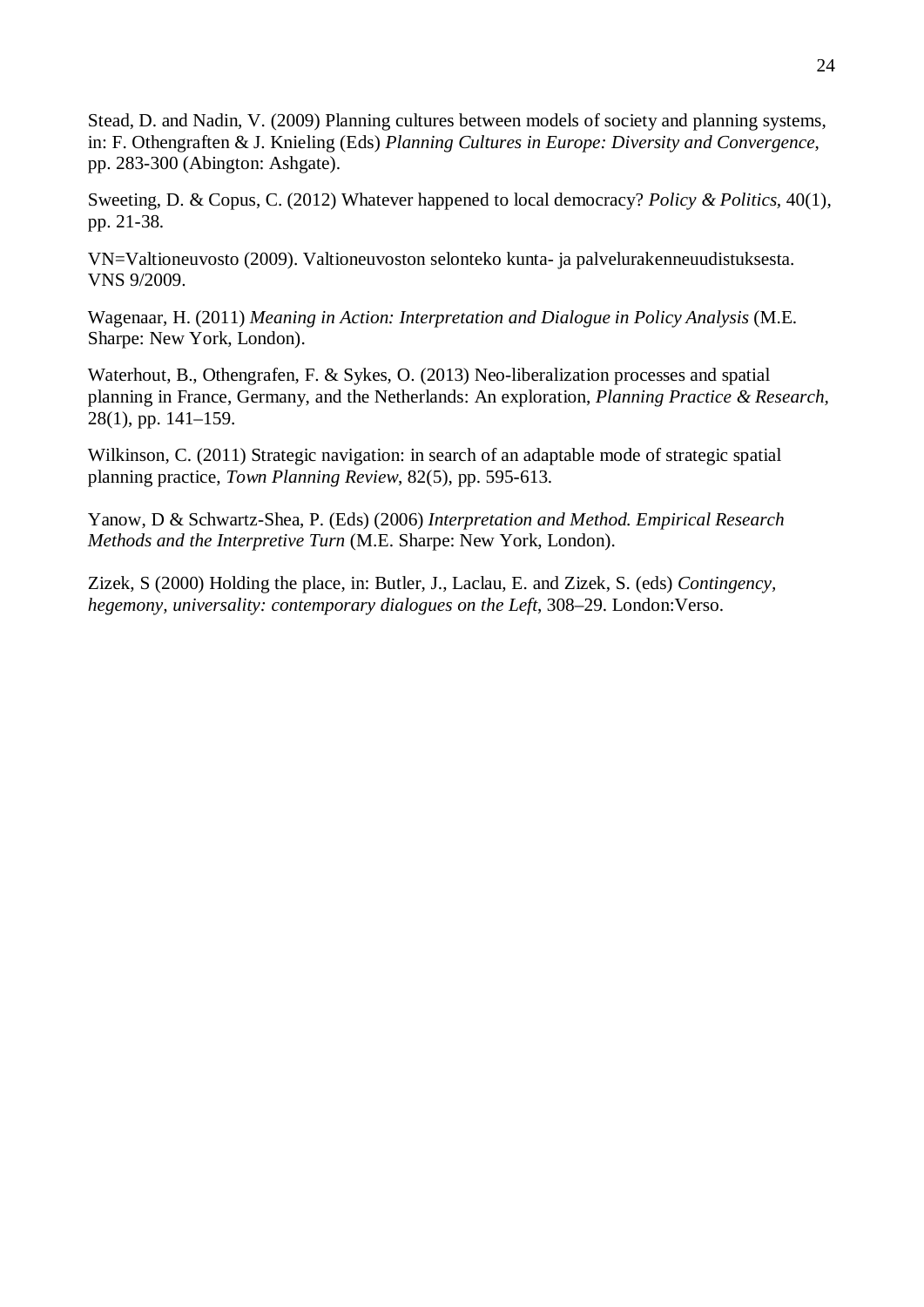Stead, D. and Nadin, V. (2009) Planning cultures between models of society and planning systems, in: F. Othengraften & J. Knieling (Eds) *Planning Cultures in Europe: Diversity and Convergence*, pp. 283-300 (Abington: Ashgate).

Sweeting, D. & Copus, C. (2012) Whatever happened to local democracy? *Policy & Politics*, 40(1), pp. 21-38.

VN=Valtioneuvosto (2009). Valtioneuvoston selonteko kunta- ja palvelurakenneuudistuksesta. VNS 9/2009.

Wagenaar, H. (2011) *Meaning in Action: Interpretation and Dialogue in Policy Analysis* (M.E. Sharpe: New York, London).

Waterhout, B., Othengrafen, F. & Sykes, O. (2013) Neo-liberalization processes and spatial planning in France, Germany, and the Netherlands: An exploration, *Planning Practice & Research*, 28(1), pp. 141–159.

Wilkinson, C. (2011) Strategic navigation: in search of an adaptable mode of strategic spatial planning practice, *Town Planning Review*, 82(5), pp. 595-613.

Yanow, D & Schwartz-Shea, P. (Eds) (2006) *Interpretation and Method. Empirical Research Methods and the Interpretive Turn* (M.E. Sharpe: New York, London).

Zizek, S (2000) Holding the place, in: Butler, J., Laclau, E. and Zizek, S. (eds) *Contingency, hegemony, universality: contemporary dialogues on the Left*, 308–29. London:Verso.